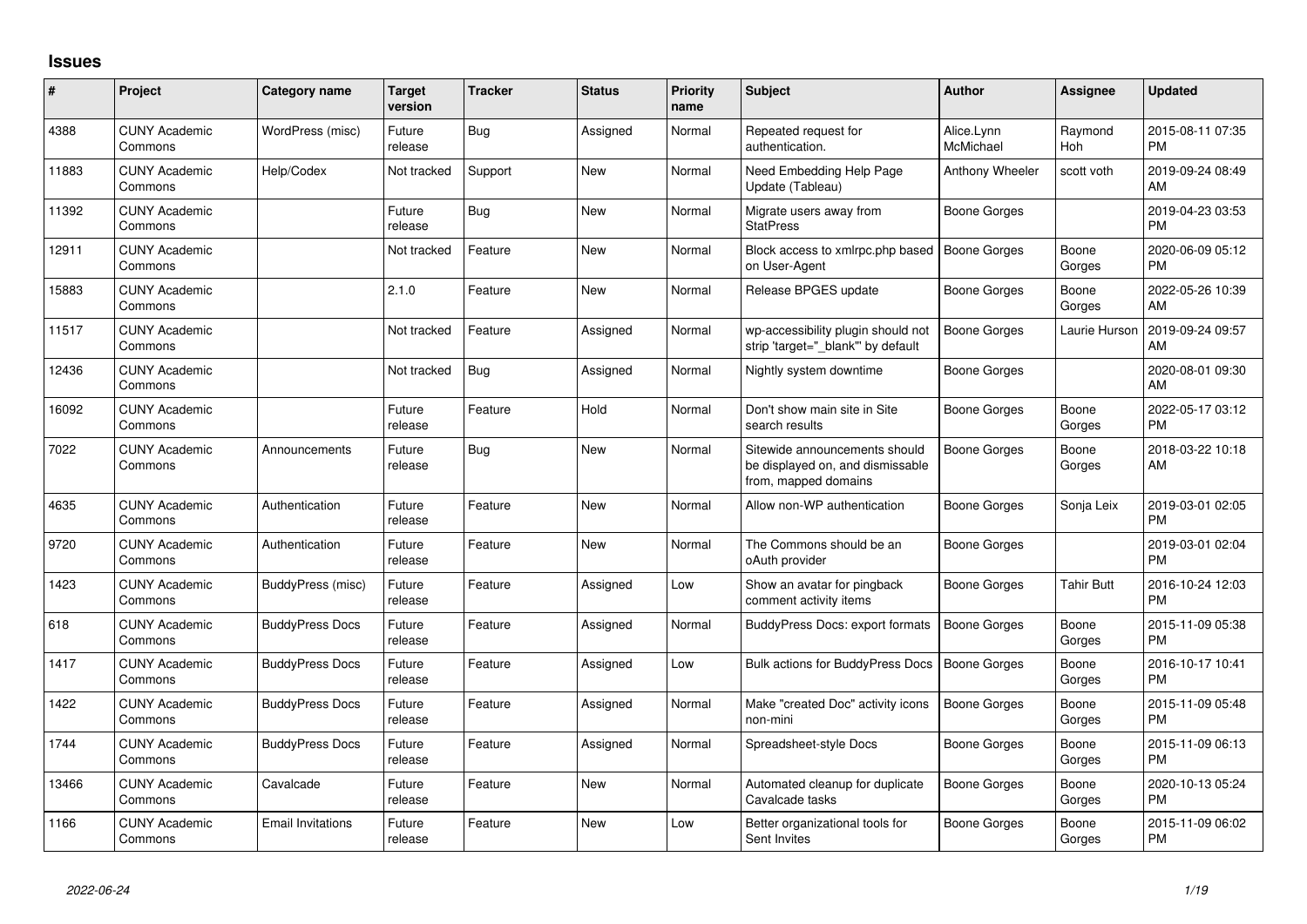## Issues

| # | Project | Category name | Target version | Tracker | Status | Priority name | Subject | Author | Assignee | Updated |
|---|---|---|---|---|---|---|---|---|---|---|
| 4388 | CUNY Academic Commons | WordPress (misc) | Future release | Bug | Assigned | Normal | Repeated request for authentication. | Alice.Lynn McMichael | Raymond Hoh | 2015-08-11 07:35 PM |
| 11883 | CUNY Academic Commons | Help/Codex | Not tracked | Support | New | Normal | Need Embedding Help Page Update (Tableau) | Anthony Wheeler | scott voth | 2019-09-24 08:49 AM |
| 11392 | CUNY Academic Commons | | Future release | Bug | New | Normal | Migrate users away from StatPress | Boone Gorges | | 2019-04-23 03:53 PM |
| 12911 | CUNY Academic Commons | | Not tracked | Feature | New | Normal | Block access to xmlrpc.php based on User-Agent | Boone Gorges | Boone Gorges | 2020-06-09 05:12 PM |
| 15883 | CUNY Academic Commons | | 2.1.0 | Feature | New | Normal | Release BPGES update | Boone Gorges | Boone Gorges | 2022-05-26 10:39 AM |
| 11517 | CUNY Academic Commons | | Not tracked | Feature | Assigned | Normal | wp-accessibility plugin should not strip 'target="_blank"' by default | Boone Gorges | Laurie Hurson | 2019-09-24 09:57 AM |
| 12436 | CUNY Academic Commons | | Not tracked | Bug | Assigned | Normal | Nightly system downtime | Boone Gorges | | 2020-08-01 09:30 AM |
| 16092 | CUNY Academic Commons | | Future release | Feature | Hold | Normal | Don't show main site in Site search results | Boone Gorges | Boone Gorges | 2022-05-17 03:12 PM |
| 7022 | CUNY Academic Commons | Announcements | Future release | Bug | New | Normal | Sitewide announcements should be displayed on, and dismissable from, mapped domains | Boone Gorges | Boone Gorges | 2018-03-22 10:18 AM |
| 4635 | CUNY Academic Commons | Authentication | Future release | Feature | New | Normal | Allow non-WP authentication | Boone Gorges | Sonja Leix | 2019-03-01 02:05 PM |
| 9720 | CUNY Academic Commons | Authentication | Future release | Feature | New | Normal | The Commons should be an oAuth provider | Boone Gorges | | 2019-03-01 02:04 PM |
| 1423 | CUNY Academic Commons | BuddyPress (misc) | Future release | Feature | Assigned | Low | Show an avatar for pingback comment activity items | Boone Gorges | Tahir Butt | 2016-10-24 12:03 PM |
| 618 | CUNY Academic Commons | BuddyPress Docs | Future release | Feature | Assigned | Normal | BuddyPress Docs: export formats | Boone Gorges | Boone Gorges | 2015-11-09 05:38 PM |
| 1417 | CUNY Academic Commons | BuddyPress Docs | Future release | Feature | Assigned | Low | Bulk actions for BuddyPress Docs | Boone Gorges | Boone Gorges | 2016-10-17 10:41 PM |
| 1422 | CUNY Academic Commons | BuddyPress Docs | Future release | Feature | Assigned | Normal | Make "created Doc" activity icons non-mini | Boone Gorges | Boone Gorges | 2015-11-09 05:48 PM |
| 1744 | CUNY Academic Commons | BuddyPress Docs | Future release | Feature | Assigned | Normal | Spreadsheet-style Docs | Boone Gorges | Boone Gorges | 2015-11-09 06:13 PM |
| 13466 | CUNY Academic Commons | Cavalcade | Future release | Feature | New | Normal | Automated cleanup for duplicate Cavalcade tasks | Boone Gorges | Boone Gorges | 2020-10-13 05:24 PM |
| 1166 | CUNY Academic Commons | Email Invitations | Future release | Feature | New | Low | Better organizational tools for Sent Invites | Boone Gorges | Boone Gorges | 2015-11-09 06:02 PM |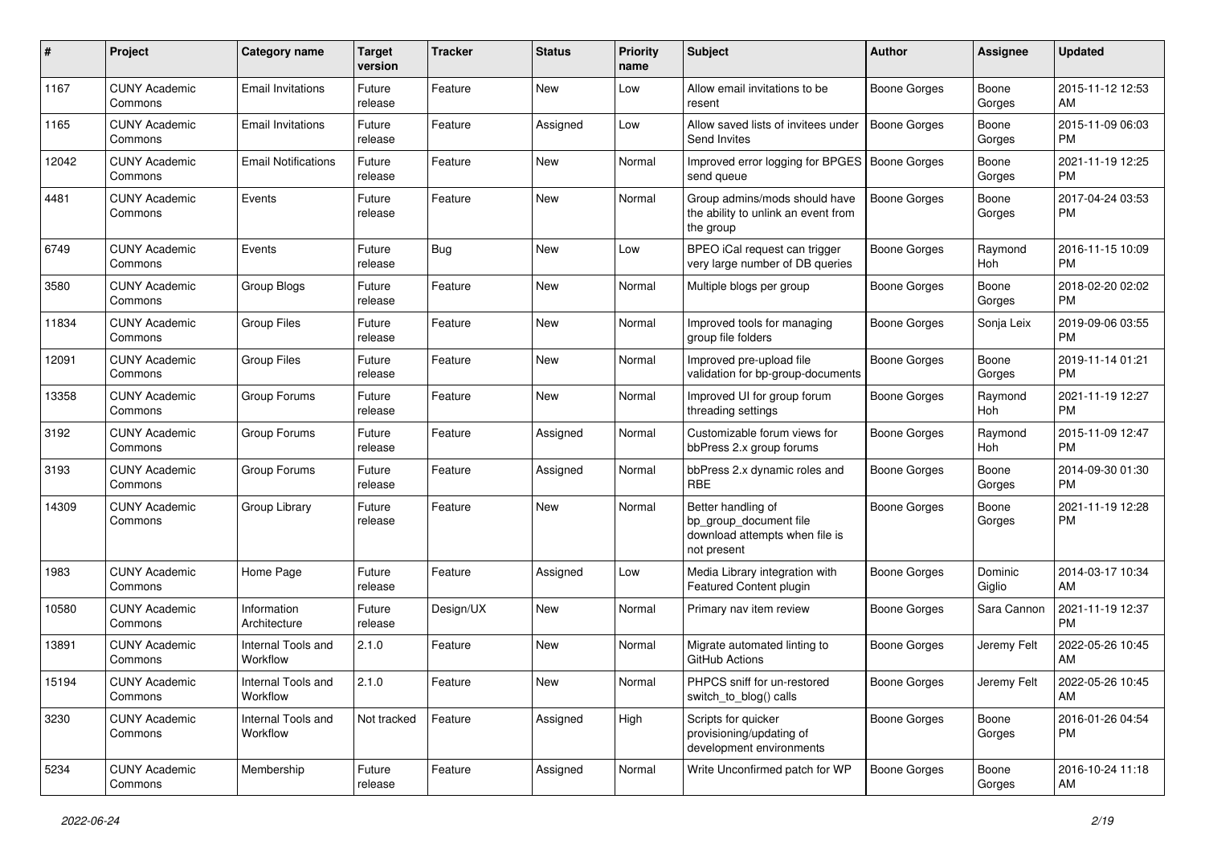| # | Project | Category name | Target version | Tracker | Status | Priority name | Subject | Author | Assignee | Updated |
|---|---|---|---|---|---|---|---|---|---|---|
| 1167 | CUNY Academic Commons | Email Invitations | Future release | Feature | New | Low | Allow email invitations to be resent | Boone Gorges | Boone Gorges | 2015-11-12 12:53 AM |
| 1165 | CUNY Academic Commons | Email Invitations | Future release | Feature | Assigned | Low | Allow saved lists of invitees under Send Invites | Boone Gorges | Boone Gorges | 2015-11-09 06:03 PM |
| 12042 | CUNY Academic Commons | Email Notifications | Future release | Feature | New | Normal | Improved error logging for BPGES send queue | Boone Gorges | Boone Gorges | 2021-11-19 12:25 PM |
| 4481 | CUNY Academic Commons | Events | Future release | Feature | New | Normal | Group admins/mods should have the ability to unlink an event from the group | Boone Gorges | Boone Gorges | 2017-04-24 03:53 PM |
| 6749 | CUNY Academic Commons | Events | Future release | Bug | New | Low | BPEO iCal request can trigger very large number of DB queries | Boone Gorges | Raymond Hoh | 2016-11-15 10:09 PM |
| 3580 | CUNY Academic Commons | Group Blogs | Future release | Feature | New | Normal | Multiple blogs per group | Boone Gorges | Boone Gorges | 2018-02-20 02:02 PM |
| 11834 | CUNY Academic Commons | Group Files | Future release | Feature | New | Normal | Improved tools for managing group file folders | Boone Gorges | Sonja Leix | 2019-09-06 03:55 PM |
| 12091 | CUNY Academic Commons | Group Files | Future release | Feature | New | Normal | Improved pre-upload file validation for bp-group-documents | Boone Gorges | Boone Gorges | 2019-11-14 01:21 PM |
| 13358 | CUNY Academic Commons | Group Forums | Future release | Feature | New | Normal | Improved UI for group forum threading settings | Boone Gorges | Raymond Hoh | 2021-11-19 12:27 PM |
| 3192 | CUNY Academic Commons | Group Forums | Future release | Feature | Assigned | Normal | Customizable forum views for bbPress 2.x group forums | Boone Gorges | Raymond Hoh | 2015-11-09 12:47 PM |
| 3193 | CUNY Academic Commons | Group Forums | Future release | Feature | Assigned | Normal | bbPress 2.x dynamic roles and RBE | Boone Gorges | Boone Gorges | 2014-09-30 01:30 PM |
| 14309 | CUNY Academic Commons | Group Library | Future release | Feature | New | Normal | Better handling of bp_group_document file download attempts when file is not present | Boone Gorges | Boone Gorges | 2021-11-19 12:28 PM |
| 1983 | CUNY Academic Commons | Home Page | Future release | Feature | Assigned | Low | Media Library integration with Featured Content plugin | Boone Gorges | Dominic Giglio | 2014-03-17 10:34 AM |
| 10580 | CUNY Academic Commons | Information Architecture | Future release | Design/UX | New | Normal | Primary nav item review | Boone Gorges | Sara Cannon | 2021-11-19 12:37 PM |
| 13891 | CUNY Academic Commons | Internal Tools and Workflow | 2.1.0 | Feature | New | Normal | Migrate automated linting to GitHub Actions | Boone Gorges | Jeremy Felt | 2022-05-26 10:45 AM |
| 15194 | CUNY Academic Commons | Internal Tools and Workflow | 2.1.0 | Feature | New | Normal | PHPCS sniff for un-restored switch_to_blog() calls | Boone Gorges | Jeremy Felt | 2022-05-26 10:45 AM |
| 3230 | CUNY Academic Commons | Internal Tools and Workflow | Not tracked | Feature | Assigned | High | Scripts for quicker provisioning/updating of development environments | Boone Gorges | Boone Gorges | 2016-01-26 04:54 PM |
| 5234 | CUNY Academic Commons | Membership | Future release | Feature | Assigned | Normal | Write Unconfirmed patch for WP | Boone Gorges | Boone Gorges | 2016-10-24 11:18 AM |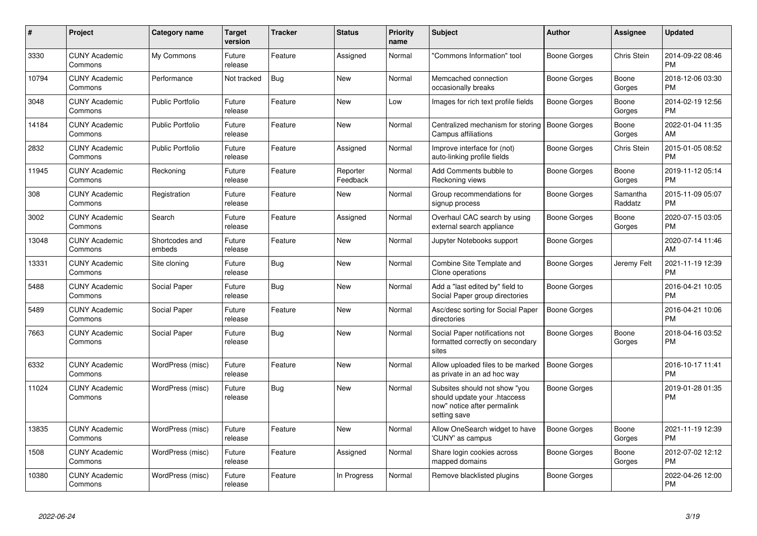| # | Project | Category name | Target version | Tracker | Status | Priority name | Subject | Author | Assignee | Updated |
|---|---|---|---|---|---|---|---|---|---|---|
| 3330 | CUNY Academic Commons | My Commons | Future release | Feature | Assigned | Normal | "Commons Information" tool | Boone Gorges | Chris Stein | 2014-09-22 08:46 PM |
| 10794 | CUNY Academic Commons | Performance | Not tracked | Bug | New | Normal | Memcached connection occasionally breaks | Boone Gorges | Boone Gorges | 2018-12-06 03:30 PM |
| 3048 | CUNY Academic Commons | Public Portfolio | Future release | Feature | New | Low | Images for rich text profile fields | Boone Gorges | Boone Gorges | 2014-02-19 12:56 PM |
| 14184 | CUNY Academic Commons | Public Portfolio | Future release | Feature | New | Normal | Centralized mechanism for storing Campus affiliations | Boone Gorges | Boone Gorges | 2022-01-04 11:35 AM |
| 2832 | CUNY Academic Commons | Public Portfolio | Future release | Feature | Assigned | Normal | Improve interface for (not) auto-linking profile fields | Boone Gorges | Chris Stein | 2015-01-05 08:52 PM |
| 11945 | CUNY Academic Commons | Reckoning | Future release | Feature | Reporter Feedback | Normal | Add Comments bubble to Reckoning views | Boone Gorges | Boone Gorges | 2019-11-12 05:14 PM |
| 308 | CUNY Academic Commons | Registration | Future release | Feature | New | Normal | Group recommendations for signup process | Boone Gorges | Samantha Raddatz | 2015-11-09 05:07 PM |
| 3002 | CUNY Academic Commons | Search | Future release | Feature | Assigned | Normal | Overhaul CAC search by using external search appliance | Boone Gorges | Boone Gorges | 2020-07-15 03:05 PM |
| 13048 | CUNY Academic Commons | Shortcodes and embeds | Future release | Feature | New | Normal | Jupyter Notebooks support | Boone Gorges | | 2020-07-14 11:46 AM |
| 13331 | CUNY Academic Commons | Site cloning | Future release | Bug | New | Normal | Combine Site Template and Clone operations | Boone Gorges | Jeremy Felt | 2021-11-19 12:39 PM |
| 5488 | CUNY Academic Commons | Social Paper | Future release | Bug | New | Normal | Add a "last edited by" field to Social Paper group directories | Boone Gorges | | 2016-04-21 10:05 PM |
| 5489 | CUNY Academic Commons | Social Paper | Future release | Feature | New | Normal | Asc/desc sorting for Social Paper directories | Boone Gorges | | 2016-04-21 10:06 PM |
| 7663 | CUNY Academic Commons | Social Paper | Future release | Bug | New | Normal | Social Paper notifications not formatted correctly on secondary sites | Boone Gorges | Boone Gorges | 2018-04-16 03:52 PM |
| 6332 | CUNY Academic Commons | WordPress (misc) | Future release | Feature | New | Normal | Allow uploaded files to be marked as private in an ad hoc way | Boone Gorges | | 2016-10-17 11:41 PM |
| 11024 | CUNY Academic Commons | WordPress (misc) | Future release | Bug | New | Normal | Subsites should not show "you should update your .htaccess now" notice after permalink setting save | Boone Gorges | | 2019-01-28 01:35 PM |
| 13835 | CUNY Academic Commons | WordPress (misc) | Future release | Feature | New | Normal | Allow OneSearch widget to have 'CUNY' as campus | Boone Gorges | Boone Gorges | 2021-11-19 12:39 PM |
| 1508 | CUNY Academic Commons | WordPress (misc) | Future release | Feature | Assigned | Normal | Share login cookies across mapped domains | Boone Gorges | Boone Gorges | 2012-07-02 12:12 PM |
| 10380 | CUNY Academic Commons | WordPress (misc) | Future release | Feature | In Progress | Normal | Remove blacklisted plugins | Boone Gorges | | 2022-04-26 12:00 PM |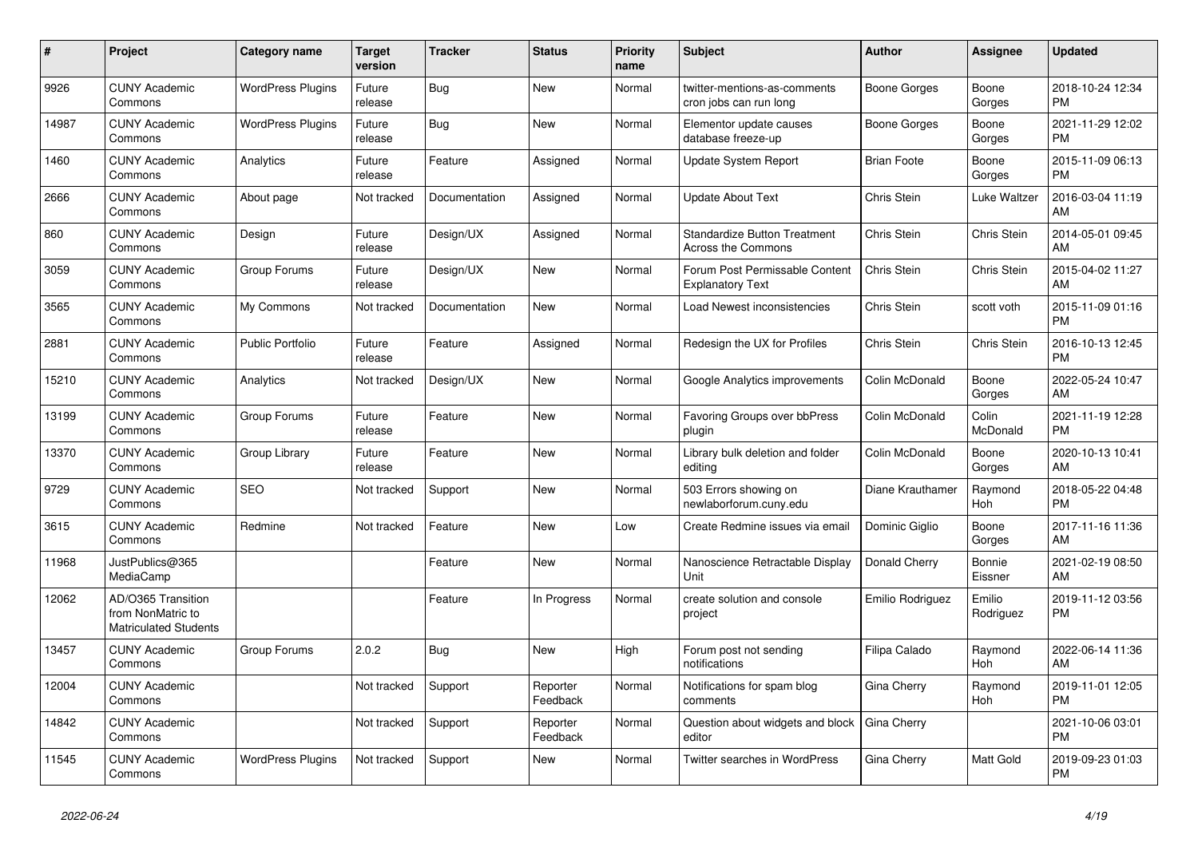| # | Project | Category name | Target version | Tracker | Status | Priority name | Subject | Author | Assignee | Updated |
|---|---|---|---|---|---|---|---|---|---|---|
| 9926 | CUNY Academic Commons | WordPress Plugins | Future release | Bug | New | Normal | twitter-mentions-as-comments cron jobs can run long | Boone Gorges | Boone Gorges | 2018-10-24 12:34 PM |
| 14987 | CUNY Academic Commons | WordPress Plugins | Future release | Bug | New | Normal | Elementor update causes database freeze-up | Boone Gorges | Boone Gorges | 2021-11-29 12:02 PM |
| 1460 | CUNY Academic Commons | Analytics | Future release | Feature | Assigned | Normal | Update System Report | Brian Foote | Boone Gorges | 2015-11-09 06:13 PM |
| 2666 | CUNY Academic Commons | About page | Not tracked | Documentation | Assigned | Normal | Update About Text | Chris Stein | Luke Waltzer | 2016-03-04 11:19 AM |
| 860 | CUNY Academic Commons | Design | Future release | Design/UX | Assigned | Normal | Standardize Button Treatment Across the Commons | Chris Stein | Chris Stein | 2014-05-01 09:45 AM |
| 3059 | CUNY Academic Commons | Group Forums | Future release | Design/UX | New | Normal | Forum Post Permissable Content Explanatory Text | Chris Stein | Chris Stein | 2015-04-02 11:27 AM |
| 3565 | CUNY Academic Commons | My Commons | Not tracked | Documentation | New | Normal | Load Newest inconsistencies | Chris Stein | scott voth | 2015-11-09 01:16 PM |
| 2881 | CUNY Academic Commons | Public Portfolio | Future release | Feature | Assigned | Normal | Redesign the UX for Profiles | Chris Stein | Chris Stein | 2016-10-13 12:45 PM |
| 15210 | CUNY Academic Commons | Analytics | Not tracked | Design/UX | New | Normal | Google Analytics improvements | Colin McDonald | Boone Gorges | 2022-05-24 10:47 AM |
| 13199 | CUNY Academic Commons | Group Forums | Future release | Feature | New | Normal | Favoring Groups over bbPress plugin | Colin McDonald | Colin McDonald | 2021-11-19 12:28 PM |
| 13370 | CUNY Academic Commons | Group Library | Future release | Feature | New | Normal | Library bulk deletion and folder editing | Colin McDonald | Boone Gorges | 2020-10-13 10:41 AM |
| 9729 | CUNY Academic Commons | SEO | Not tracked | Support | New | Normal | 503 Errors showing on newlaborforum.cuny.edu | Diane Krauthamer | Raymond Hoh | 2018-05-22 04:48 PM |
| 3615 | CUNY Academic Commons | Redmine | Not tracked | Feature | New | Low | Create Redmine issues via email | Dominic Giglio | Boone Gorges | 2017-11-16 11:36 AM |
| 11968 | JustPublics@365 MediaCamp | | | Feature | New | Normal | Nanoscience Retractable Display Unit | Donald Cherry | Bonnie Eissner | 2021-02-19 08:50 AM |
| 12062 | AD/O365 Transition from NonMatric to Matriculated Students | | | Feature | In Progress | Normal | create solution and console project | Emilio Rodriguez | Emilio Rodriguez | 2019-11-12 03:56 PM |
| 13457 | CUNY Academic Commons | Group Forums | 2.0.2 | Bug | New | High | Forum post not sending notifications | Filipa Calado | Raymond Hoh | 2022-06-14 11:36 AM |
| 12004 | CUNY Academic Commons | | Not tracked | Support | Reporter Feedback | Normal | Notifications for spam blog comments | Gina Cherry | Raymond Hoh | 2019-11-01 12:05 PM |
| 14842 | CUNY Academic Commons | | Not tracked | Support | Reporter Feedback | Normal | Question about widgets and block editor | Gina Cherry | | 2021-10-06 03:01 PM |
| 11545 | CUNY Academic Commons | WordPress Plugins | Not tracked | Support | New | Normal | Twitter searches in WordPress | Gina Cherry | Matt Gold | 2019-09-23 01:03 PM |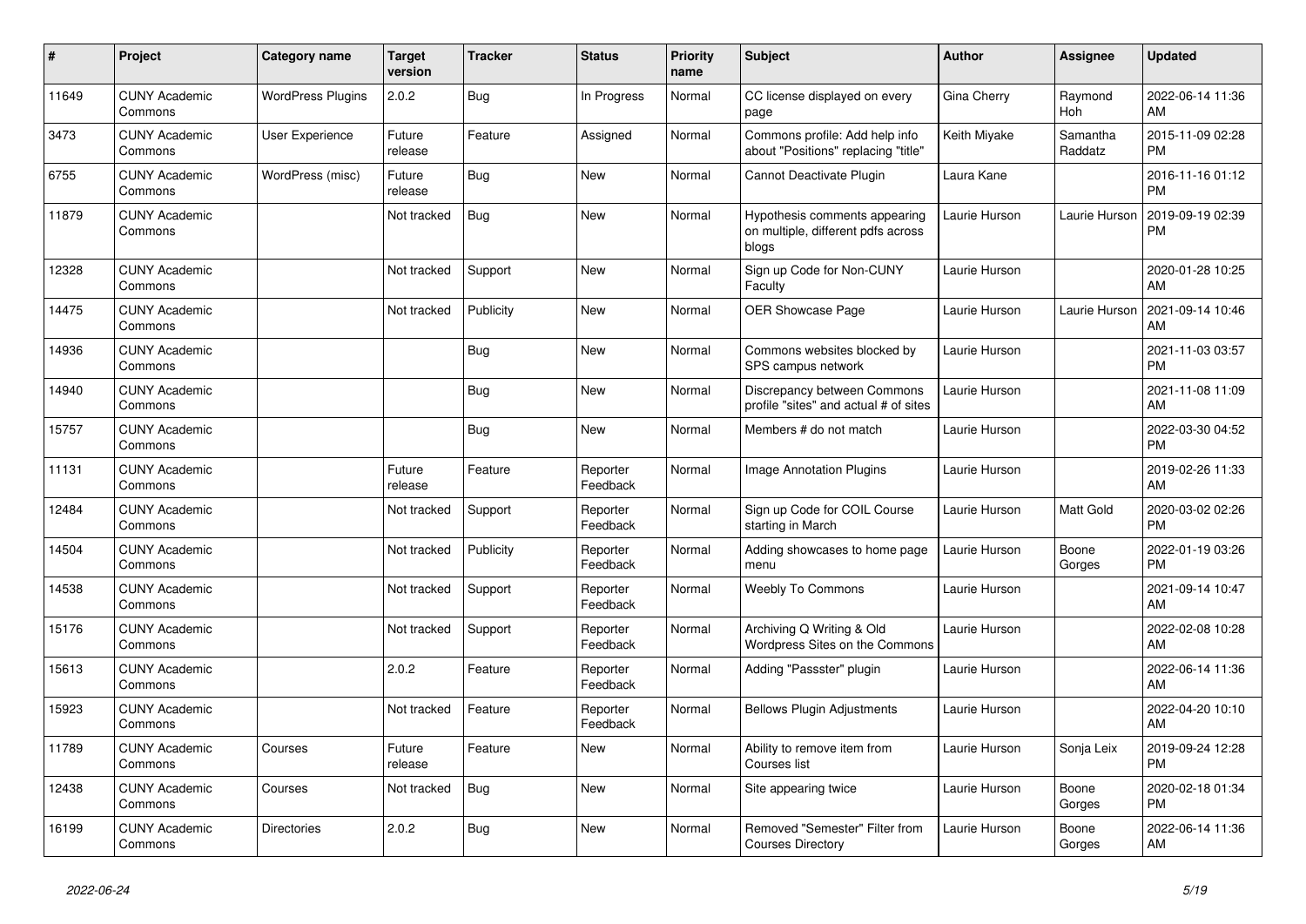| # | Project | Category name | Target version | Tracker | Status | Priority name | Subject | Author | Assignee | Updated |
|---|---|---|---|---|---|---|---|---|---|---|
| 11649 | CUNY Academic Commons | WordPress Plugins | 2.0.2 | Bug | In Progress | Normal | CC license displayed on every page | Gina Cherry | Raymond Hoh | 2022-06-14 11:36 AM |
| 3473 | CUNY Academic Commons | User Experience | Future release | Feature | Assigned | Normal | Commons profile: Add help info about "Positions" replacing "title" | Keith Miyake | Samantha Raddatz | 2015-11-09 02:28 PM |
| 6755 | CUNY Academic Commons | WordPress (misc) | Future release | Bug | New | Normal | Cannot Deactivate Plugin | Laura Kane | | 2016-11-16 01:12 PM |
| 11879 | CUNY Academic Commons | | Not tracked | Bug | New | Normal | Hypothesis comments appearing on multiple, different pdfs across blogs | Laurie Hurson | Laurie Hurson | 2019-09-19 02:39 PM |
| 12328 | CUNY Academic Commons | | Not tracked | Support | New | Normal | Sign up Code for Non-CUNY Faculty | Laurie Hurson | | 2020-01-28 10:25 AM |
| 14475 | CUNY Academic Commons | | Not tracked | Publicity | New | Normal | OER Showcase Page | Laurie Hurson | Laurie Hurson | 2021-09-14 10:46 AM |
| 14936 | CUNY Academic Commons | | | Bug | New | Normal | Commons websites blocked by SPS campus network | Laurie Hurson | | 2021-11-03 03:57 PM |
| 14940 | CUNY Academic Commons | | | Bug | New | Normal | Discrepancy between Commons profile "sites" and actual # of sites | Laurie Hurson | | 2021-11-08 11:09 AM |
| 15757 | CUNY Academic Commons | | | Bug | New | Normal | Members # do not match | Laurie Hurson | | 2022-03-30 04:52 PM |
| 11131 | CUNY Academic Commons | | Future release | Feature | Reporter Feedback | Normal | Image Annotation Plugins | Laurie Hurson | | 2019-02-26 11:33 AM |
| 12484 | CUNY Academic Commons | | Not tracked | Support | Reporter Feedback | Normal | Sign up Code for COIL Course starting in March | Laurie Hurson | Matt Gold | 2020-03-02 02:26 PM |
| 14504 | CUNY Academic Commons | | Not tracked | Publicity | Reporter Feedback | Normal | Adding showcases to home page menu | Laurie Hurson | Boone Gorges | 2022-01-19 03:26 PM |
| 14538 | CUNY Academic Commons | | Not tracked | Support | Reporter Feedback | Normal | Weebly To Commons | Laurie Hurson | | 2021-09-14 10:47 AM |
| 15176 | CUNY Academic Commons | | Not tracked | Support | Reporter Feedback | Normal | Archiving Q Writing & Old Wordpress Sites on the Commons | Laurie Hurson | | 2022-02-08 10:28 AM |
| 15613 | CUNY Academic Commons | | 2.0.2 | Feature | Reporter Feedback | Normal | Adding "Passster" plugin | Laurie Hurson | | 2022-06-14 11:36 AM |
| 15923 | CUNY Academic Commons | | Not tracked | Feature | Reporter Feedback | Normal | Bellows Plugin Adjustments | Laurie Hurson | | 2022-04-20 10:10 AM |
| 11789 | CUNY Academic Commons | Courses | Future release | Feature | New | Normal | Ability to remove item from Courses list | Laurie Hurson | Sonja Leix | 2019-09-24 12:28 PM |
| 12438 | CUNY Academic Commons | Courses | Not tracked | Bug | New | Normal | Site appearing twice | Laurie Hurson | Boone Gorges | 2020-02-18 01:34 PM |
| 16199 | CUNY Academic Commons | Directories | 2.0.2 | Bug | New | Normal | Removed "Semester" Filter from Courses Directory | Laurie Hurson | Boone Gorges | 2022-06-14 11:36 AM |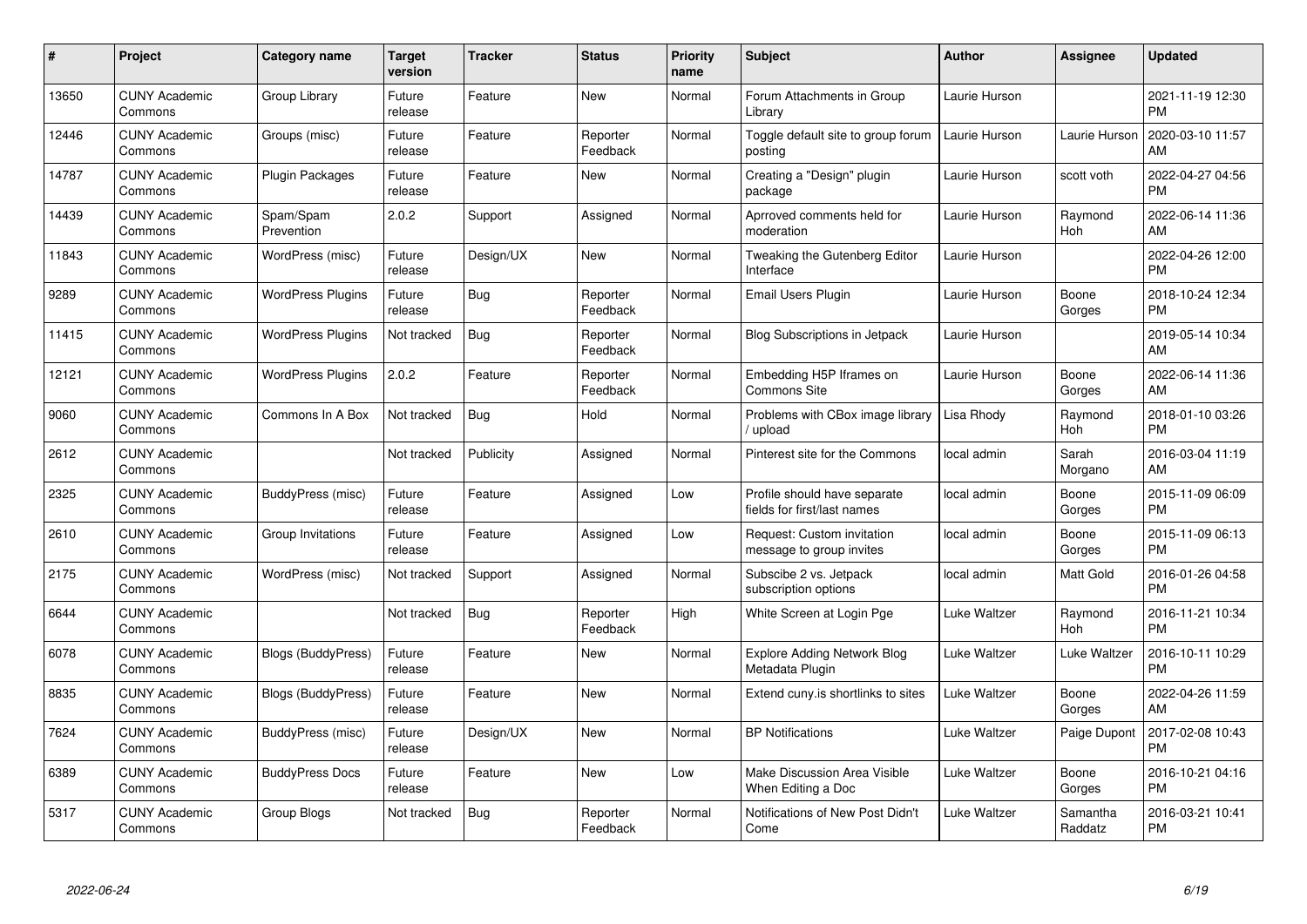| # | Project | Category name | Target version | Tracker | Status | Priority name | Subject | Author | Assignee | Updated |
|---|---|---|---|---|---|---|---|---|---|---|
| 13650 | CUNY Academic Commons | Group Library | Future release | Feature | New | Normal | Forum Attachments in Group Library | Laurie Hurson | | 2021-11-19 12:30 PM |
| 12446 | CUNY Academic Commons | Groups (misc) | Future release | Feature | Reporter Feedback | Normal | Toggle default site to group forum posting | Laurie Hurson | Laurie Hurson | 2020-03-10 11:57 AM |
| 14787 | CUNY Academic Commons | Plugin Packages | Future release | Feature | New | Normal | Creating a "Design" plugin package | Laurie Hurson | scott voth | 2022-04-27 04:56 PM |
| 14439 | CUNY Academic Commons | Spam/Spam Prevention | 2.0.2 | Support | Assigned | Normal | Aprroved comments held for moderation | Laurie Hurson | Raymond Hoh | 2022-06-14 11:36 AM |
| 11843 | CUNY Academic Commons | WordPress (misc) | Future release | Design/UX | New | Normal | Tweaking the Gutenberg Editor Interface | Laurie Hurson | | 2022-04-26 12:00 PM |
| 9289 | CUNY Academic Commons | WordPress Plugins | Future release | Bug | Reporter Feedback | Normal | Email Users Plugin | Laurie Hurson | Boone Gorges | 2018-10-24 12:34 PM |
| 11415 | CUNY Academic Commons | WordPress Plugins | Not tracked | Bug | Reporter Feedback | Normal | Blog Subscriptions in Jetpack | Laurie Hurson | | 2019-05-14 10:34 AM |
| 12121 | CUNY Academic Commons | WordPress Plugins | 2.0.2 | Feature | Reporter Feedback | Normal | Embedding H5P Iframes on Commons Site | Laurie Hurson | Boone Gorges | 2022-06-14 11:36 AM |
| 9060 | CUNY Academic Commons | Commons In A Box | Not tracked | Bug | Hold | Normal | Problems with CBox image library / upload | Lisa Rhody | Raymond Hoh | 2018-01-10 03:26 PM |
| 2612 | CUNY Academic Commons | | Not tracked | Publicity | Assigned | Normal | Pinterest site for the Commons | local admin | Sarah Morgano | 2016-03-04 11:19 AM |
| 2325 | CUNY Academic Commons | BuddyPress (misc) | Future release | Feature | Assigned | Low | Profile should have separate fields for first/last names | local admin | Boone Gorges | 2015-11-09 06:09 PM |
| 2610 | CUNY Academic Commons | Group Invitations | Future release | Feature | Assigned | Low | Request: Custom invitation message to group invites | local admin | Boone Gorges | 2015-11-09 06:13 PM |
| 2175 | CUNY Academic Commons | WordPress (misc) | Not tracked | Support | Assigned | Normal | Subscibe 2 vs. Jetpack subscription options | local admin | Matt Gold | 2016-01-26 04:58 PM |
| 6644 | CUNY Academic Commons | | Not tracked | Bug | Reporter Feedback | High | White Screen at Login Pge | Luke Waltzer | Raymond Hoh | 2016-11-21 10:34 PM |
| 6078 | CUNY Academic Commons | Blogs (BuddyPress) | Future release | Feature | New | Normal | Explore Adding Network Blog Metadata Plugin | Luke Waltzer | Luke Waltzer | 2016-10-11 10:29 PM |
| 8835 | CUNY Academic Commons | Blogs (BuddyPress) | Future release | Feature | New | Normal | Extend cuny.is shortlinks to sites | Luke Waltzer | Boone Gorges | 2022-04-26 11:59 AM |
| 7624 | CUNY Academic Commons | BuddyPress (misc) | Future release | Design/UX | New | Normal | BP Notifications | Luke Waltzer | Paige Dupont | 2017-02-08 10:43 PM |
| 6389 | CUNY Academic Commons | BuddyPress Docs | Future release | Feature | New | Low | Make Discussion Area Visible When Editing a Doc | Luke Waltzer | Boone Gorges | 2016-10-21 04:16 PM |
| 5317 | CUNY Academic Commons | Group Blogs | Not tracked | Bug | Reporter Feedback | Normal | Notifications of New Post Didn't Come | Luke Waltzer | Samantha Raddatz | 2016-03-21 10:41 PM |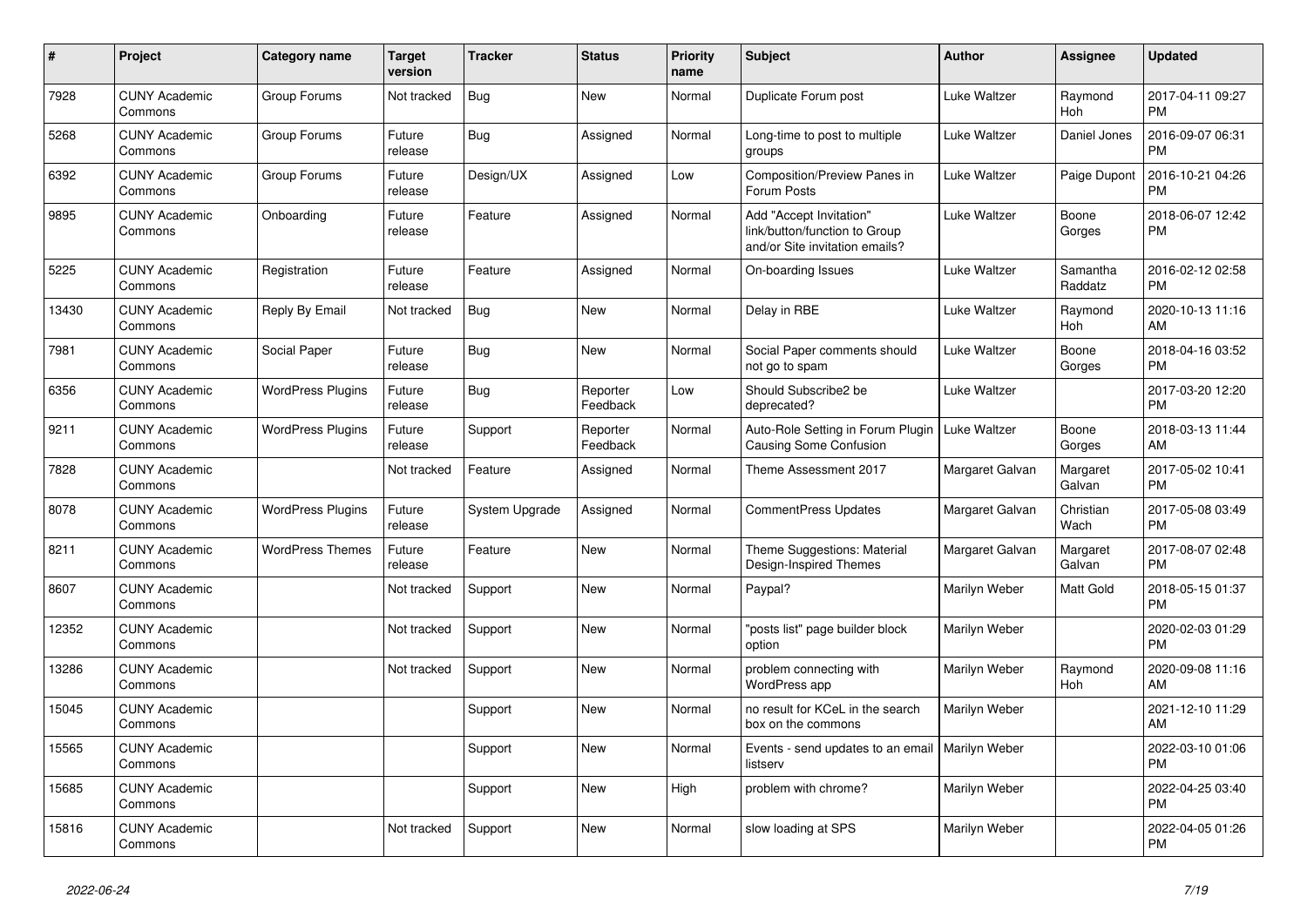| # | Project | Category name | Target version | Tracker | Status | Priority name | Subject | Author | Assignee | Updated |
|---|---|---|---|---|---|---|---|---|---|---|
| 7928 | CUNY Academic Commons | Group Forums | Not tracked | Bug | New | Normal | Duplicate Forum post | Luke Waltzer | Raymond Hoh | 2017-04-11 09:27 PM |
| 5268 | CUNY Academic Commons | Group Forums | Future release | Bug | Assigned | Normal | Long-time to post to multiple groups | Luke Waltzer | Daniel Jones | 2016-09-07 06:31 PM |
| 6392 | CUNY Academic Commons | Group Forums | Future release | Design/UX | Assigned | Low | Composition/Preview Panes in Forum Posts | Luke Waltzer | Paige Dupont | 2016-10-21 04:26 PM |
| 9895 | CUNY Academic Commons | Onboarding | Future release | Feature | Assigned | Normal | Add "Accept Invitation" link/button/function to Group and/or Site invitation emails? | Luke Waltzer | Boone Gorges | 2018-06-07 12:42 PM |
| 5225 | CUNY Academic Commons | Registration | Future release | Feature | Assigned | Normal | On-boarding Issues | Luke Waltzer | Samantha Raddatz | 2016-02-12 02:58 PM |
| 13430 | CUNY Academic Commons | Reply By Email | Not tracked | Bug | New | Normal | Delay in RBE | Luke Waltzer | Raymond Hoh | 2020-10-13 11:16 AM |
| 7981 | CUNY Academic Commons | Social Paper | Future release | Bug | New | Normal | Social Paper comments should not go to spam | Luke Waltzer | Boone Gorges | 2018-04-16 03:52 PM |
| 6356 | CUNY Academic Commons | WordPress Plugins | Future release | Bug | Reporter Feedback | Low | Should Subscribe2 be deprecated? | Luke Waltzer | | 2017-03-20 12:20 PM |
| 9211 | CUNY Academic Commons | WordPress Plugins | Future release | Support | Reporter Feedback | Normal | Auto-Role Setting in Forum Plugin Causing Some Confusion | Luke Waltzer | Boone Gorges | 2018-03-13 11:44 AM |
| 7828 | CUNY Academic Commons | | Not tracked | Feature | Assigned | Normal | Theme Assessment 2017 | Margaret Galvan | Margaret Galvan | 2017-05-02 10:41 PM |
| 8078 | CUNY Academic Commons | WordPress Plugins | Future release | System Upgrade | Assigned | Normal | CommentPress Updates | Margaret Galvan | Christian Wach | 2017-05-08 03:49 PM |
| 8211 | CUNY Academic Commons | WordPress Themes | Future release | Feature | New | Normal | Theme Suggestions: Material Design-Inspired Themes | Margaret Galvan | Margaret Galvan | 2017-08-07 02:48 PM |
| 8607 | CUNY Academic Commons | | Not tracked | Support | New | Normal | Paypal? | Marilyn Weber | Matt Gold | 2018-05-15 01:37 PM |
| 12352 | CUNY Academic Commons | | Not tracked | Support | New | Normal | "posts list" page builder block option | Marilyn Weber | | 2020-02-03 01:29 PM |
| 13286 | CUNY Academic Commons | | Not tracked | Support | New | Normal | problem connecting with WordPress app | Marilyn Weber | Raymond Hoh | 2020-09-08 11:16 AM |
| 15045 | CUNY Academic Commons | | | Support | New | Normal | no result for KCeL in the search box on the commons | Marilyn Weber | | 2021-12-10 11:29 AM |
| 15565 | CUNY Academic Commons | | | Support | New | Normal | Events - send updates to an email listserv | Marilyn Weber | | 2022-03-10 01:06 PM |
| 15685 | CUNY Academic Commons | | | Support | New | High | problem with chrome? | Marilyn Weber | | 2022-04-25 03:40 PM |
| 15816 | CUNY Academic Commons | | Not tracked | Support | New | Normal | slow loading at SPS | Marilyn Weber | | 2022-04-05 01:26 PM |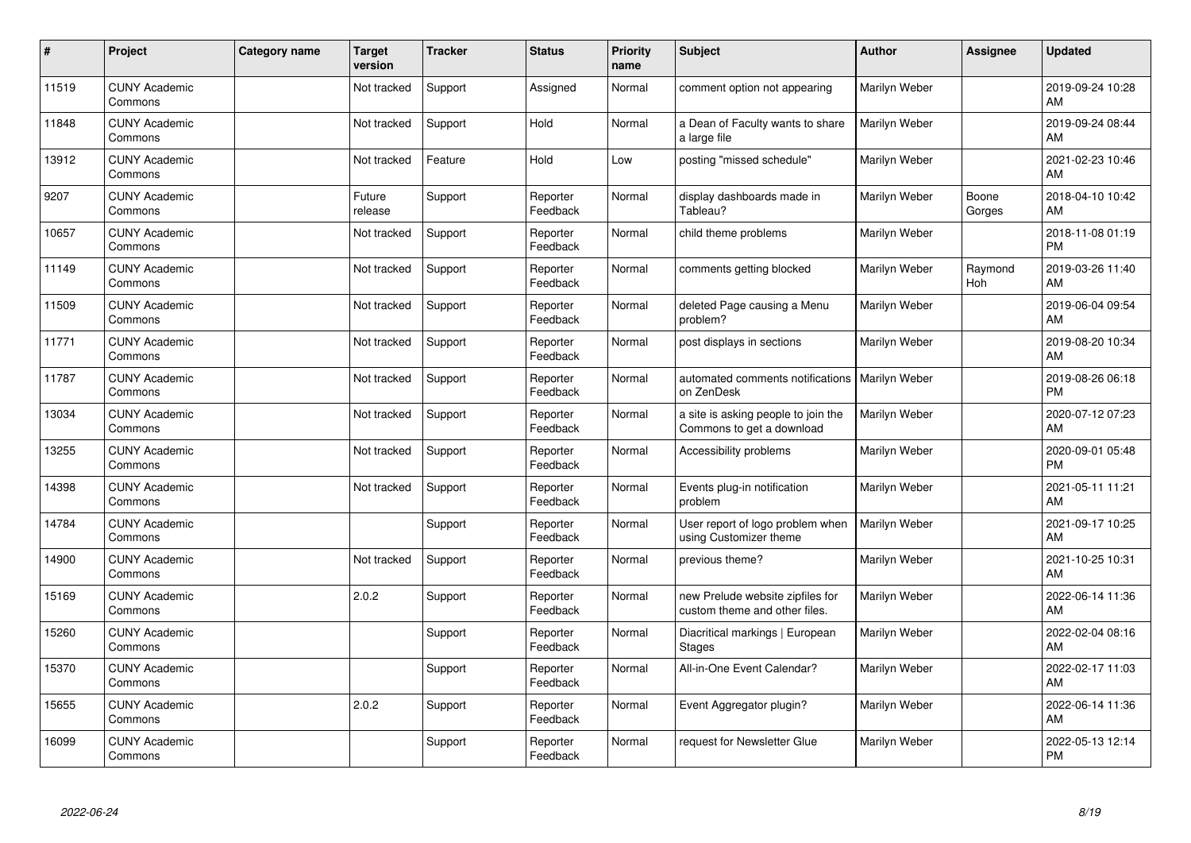| # | Project | Category name | Target version | Tracker | Status | Priority name | Subject | Author | Assignee | Updated |
|---|---|---|---|---|---|---|---|---|---|---|
| 11519 | CUNY Academic Commons | | Not tracked | Support | Assigned | Normal | comment option not appearing | Marilyn Weber | | 2019-09-24 10:28 AM |
| 11848 | CUNY Academic Commons | | Not tracked | Support | Hold | Normal | a Dean of Faculty wants to share a large file | Marilyn Weber | | 2019-09-24 08:44 AM |
| 13912 | CUNY Academic Commons | | Not tracked | Feature | Hold | Low | posting "missed schedule" | Marilyn Weber | | 2021-02-23 10:46 AM |
| 9207 | CUNY Academic Commons | | Future release | Support | Reporter Feedback | Normal | display dashboards made in Tableau? | Marilyn Weber | Boone Gorges | 2018-04-10 10:42 AM |
| 10657 | CUNY Academic Commons | | Not tracked | Support | Reporter Feedback | Normal | child theme problems | Marilyn Weber | | 2018-11-08 01:19 PM |
| 11149 | CUNY Academic Commons | | Not tracked | Support | Reporter Feedback | Normal | comments getting blocked | Marilyn Weber | Raymond Hoh | 2019-03-26 11:40 AM |
| 11509 | CUNY Academic Commons | | Not tracked | Support | Reporter Feedback | Normal | deleted Page causing a Menu problem? | Marilyn Weber | | 2019-06-04 09:54 AM |
| 11771 | CUNY Academic Commons | | Not tracked | Support | Reporter Feedback | Normal | post displays in sections | Marilyn Weber | | 2019-08-20 10:34 AM |
| 11787 | CUNY Academic Commons | | Not tracked | Support | Reporter Feedback | Normal | automated comments notifications on ZenDesk | Marilyn Weber | | 2019-08-26 06:18 PM |
| 13034 | CUNY Academic Commons | | Not tracked | Support | Reporter Feedback | Normal | a site is asking people to join the Commons to get a download | Marilyn Weber | | 2020-07-12 07:23 AM |
| 13255 | CUNY Academic Commons | | Not tracked | Support | Reporter Feedback | Normal | Accessibility problems | Marilyn Weber | | 2020-09-01 05:48 PM |
| 14398 | CUNY Academic Commons | | Not tracked | Support | Reporter Feedback | Normal | Events plug-in notification problem | Marilyn Weber | | 2021-05-11 11:21 AM |
| 14784 | CUNY Academic Commons | | | Support | Reporter Feedback | Normal | User report of logo problem when using Customizer theme | Marilyn Weber | | 2021-09-17 10:25 AM |
| 14900 | CUNY Academic Commons | | Not tracked | Support | Reporter Feedback | Normal | previous theme? | Marilyn Weber | | 2021-10-25 10:31 AM |
| 15169 | CUNY Academic Commons | | 2.0.2 | Support | Reporter Feedback | Normal | new Prelude website zipfiles for custom theme and other files. | Marilyn Weber | | 2022-06-14 11:36 AM |
| 15260 | CUNY Academic Commons | | | Support | Reporter Feedback | Normal | Diacritical markings \| European Stages | Marilyn Weber | | 2022-02-04 08:16 AM |
| 15370 | CUNY Academic Commons | | | Support | Reporter Feedback | Normal | All-in-One Event Calendar? | Marilyn Weber | | 2022-02-17 11:03 AM |
| 15655 | CUNY Academic Commons | | 2.0.2 | Support | Reporter Feedback | Normal | Event Aggregator plugin? | Marilyn Weber | | 2022-06-14 11:36 AM |
| 16099 | CUNY Academic Commons | | | Support | Reporter Feedback | Normal | request for Newsletter Glue | Marilyn Weber | | 2022-05-13 12:14 PM |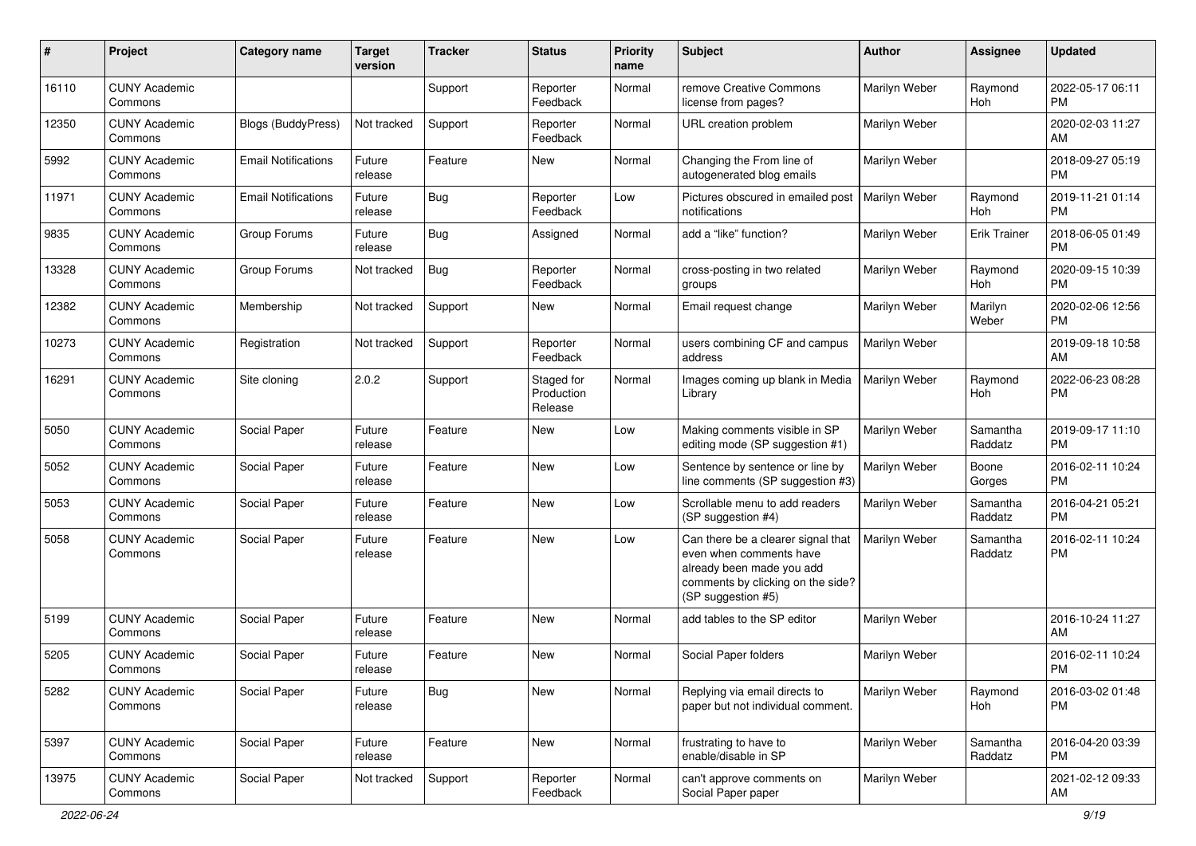| # | Project | Category name | Target version | Tracker | Status | Priority name | Subject | Author | Assignee | Updated |
|---|---|---|---|---|---|---|---|---|---|---|
| 16110 | CUNY Academic Commons | | | Support | Reporter Feedback | Normal | remove Creative Commons license from pages? | Marilyn Weber | Raymond Hoh | 2022-05-17 06:11 PM |
| 12350 | CUNY Academic Commons | Blogs (BuddyPress) | Not tracked | Support | Reporter Feedback | Normal | URL creation problem | Marilyn Weber | | 2020-02-03 11:27 AM |
| 5992 | CUNY Academic Commons | Email Notifications | Future release | Feature | New | Normal | Changing the From line of autogenerated blog emails | Marilyn Weber | | 2018-09-27 05:19 PM |
| 11971 | CUNY Academic Commons | Email Notifications | Future release | Bug | Reporter Feedback | Low | Pictures obscured in emailed post notifications | Marilyn Weber | Raymond Hoh | 2019-11-21 01:14 PM |
| 9835 | CUNY Academic Commons | Group Forums | Future release | Bug | Assigned | Normal | add a "like" function? | Marilyn Weber | Erik Trainer | 2018-06-05 01:49 PM |
| 13328 | CUNY Academic Commons | Group Forums | Not tracked | Bug | Reporter Feedback | Normal | cross-posting in two related groups | Marilyn Weber | Raymond Hoh | 2020-09-15 10:39 PM |
| 12382 | CUNY Academic Commons | Membership | Not tracked | Support | New | Normal | Email request change | Marilyn Weber | Marilyn Weber | 2020-02-06 12:56 PM |
| 10273 | CUNY Academic Commons | Registration | Not tracked | Support | Reporter Feedback | Normal | users combining CF and campus address | Marilyn Weber | | 2019-09-18 10:58 AM |
| 16291 | CUNY Academic Commons | Site cloning | 2.0.2 | Support | Staged for Production Release | Normal | Images coming up blank in Media Library | Marilyn Weber | Raymond Hoh | 2022-06-23 08:28 PM |
| 5050 | CUNY Academic Commons | Social Paper | Future release | Feature | New | Low | Making comments visible in SP editing mode (SP suggestion #1) | Marilyn Weber | Samantha Raddatz | 2019-09-17 11:10 PM |
| 5052 | CUNY Academic Commons | Social Paper | Future release | Feature | New | Low | Sentence by sentence or line by line comments (SP suggestion #3) | Marilyn Weber | Boone Gorges | 2016-02-11 10:24 PM |
| 5053 | CUNY Academic Commons | Social Paper | Future release | Feature | New | Low | Scrollable menu to add readers (SP suggestion #4) | Marilyn Weber | Samantha Raddatz | 2016-04-21 05:21 PM |
| 5058 | CUNY Academic Commons | Social Paper | Future release | Feature | New | Low | Can there be a clearer signal that even when comments have already been made you add comments by clicking on the side? (SP suggestion #5) | Marilyn Weber | Samantha Raddatz | 2016-02-11 10:24 PM |
| 5199 | CUNY Academic Commons | Social Paper | Future release | Feature | New | Normal | add tables to the SP editor | Marilyn Weber | | 2016-10-24 11:27 AM |
| 5205 | CUNY Academic Commons | Social Paper | Future release | Feature | New | Normal | Social Paper folders | Marilyn Weber | | 2016-02-11 10:24 PM |
| 5282 | CUNY Academic Commons | Social Paper | Future release | Bug | New | Normal | Replying via email directs to paper but not individual comment. | Marilyn Weber | Raymond Hoh | 2016-03-02 01:48 PM |
| 5397 | CUNY Academic Commons | Social Paper | Future release | Feature | New | Normal | frustrating to have to enable/disable in SP | Marilyn Weber | Samantha Raddatz | 2016-04-20 03:39 PM |
| 13975 | CUNY Academic Commons | Social Paper | Not tracked | Support | Reporter Feedback | Normal | can't approve comments on Social Paper paper | Marilyn Weber | | 2021-02-12 09:33 AM |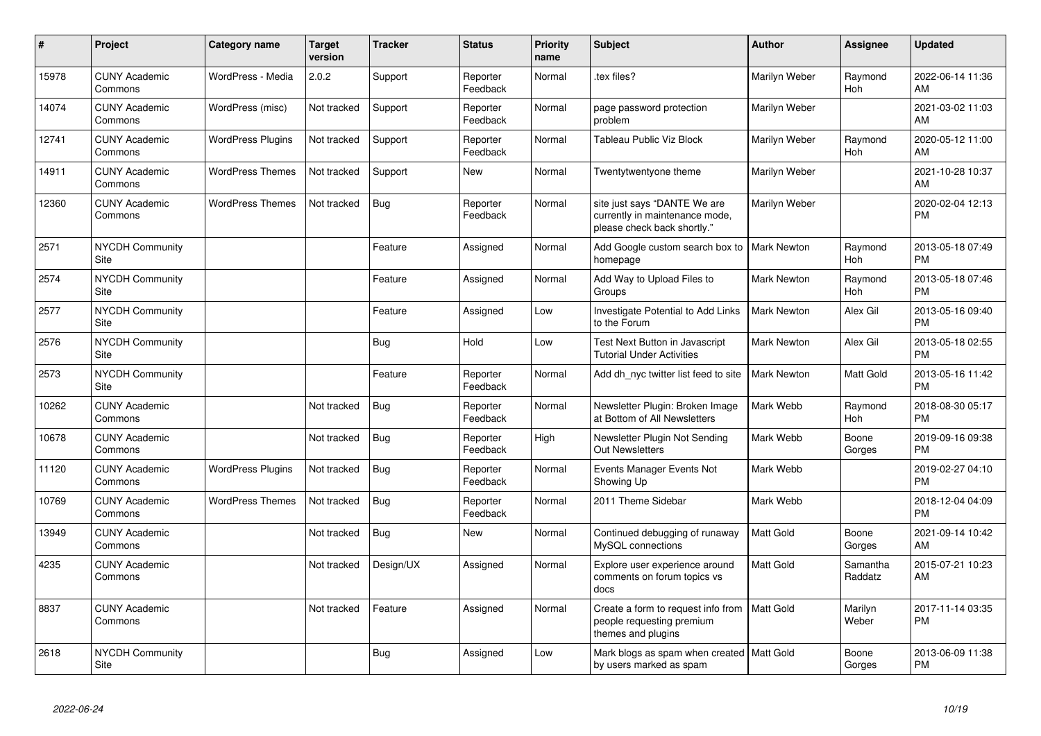| # | Project | Category name | Target version | Tracker | Status | Priority name | Subject | Author | Assignee | Updated |
|---|---|---|---|---|---|---|---|---|---|---|
| 15978 | CUNY Academic Commons | WordPress - Media | 2.0.2 | Support | Reporter Feedback | Normal | .tex files? | Marilyn Weber | Raymond Hoh | 2022-06-14 11:36 AM |
| 14074 | CUNY Academic Commons | WordPress (misc) | Not tracked | Support | Reporter Feedback | Normal | page password protection problem | Marilyn Weber | | 2021-03-02 11:03 AM |
| 12741 | CUNY Academic Commons | WordPress Plugins | Not tracked | Support | Reporter Feedback | Normal | Tableau Public Viz Block | Marilyn Weber | Raymond Hoh | 2020-05-12 11:00 AM |
| 14911 | CUNY Academic Commons | WordPress Themes | Not tracked | Support | New | Normal | Twentytwentyone theme | Marilyn Weber | | 2021-10-28 10:37 AM |
| 12360 | CUNY Academic Commons | WordPress Themes | Not tracked | Bug | Reporter Feedback | Normal | site just says "DANTE We are currently in maintenance mode, please check back shortly." | Marilyn Weber | | 2020-02-04 12:13 PM |
| 2571 | NYCDH Community Site | | | Feature | Assigned | Normal | Add Google custom search box to homepage | Mark Newton | Raymond Hoh | 2013-05-18 07:49 PM |
| 2574 | NYCDH Community Site | | | Feature | Assigned | Normal | Add Way to Upload Files to Groups | Mark Newton | Raymond Hoh | 2013-05-18 07:46 PM |
| 2577 | NYCDH Community Site | | | Feature | Assigned | Low | Investigate Potential to Add Links to the Forum | Mark Newton | Alex Gil | 2013-05-16 09:40 PM |
| 2576 | NYCDH Community Site | | | Bug | Hold | Low | Test Next Button in Javascript Tutorial Under Activities | Mark Newton | Alex Gil | 2013-05-18 02:55 PM |
| 2573 | NYCDH Community Site | | | Feature | Reporter Feedback | Normal | Add dh_nyc twitter list feed to site | Mark Newton | Matt Gold | 2013-05-16 11:42 PM |
| 10262 | CUNY Academic Commons | | Not tracked | Bug | Reporter Feedback | Normal | Newsletter Plugin: Broken Image at Bottom of All Newsletters | Mark Webb | Raymond Hoh | 2018-08-30 05:17 PM |
| 10678 | CUNY Academic Commons | | Not tracked | Bug | Reporter Feedback | High | Newsletter Plugin Not Sending Out Newsletters | Mark Webb | Boone Gorges | 2019-09-16 09:38 PM |
| 11120 | CUNY Academic Commons | WordPress Plugins | Not tracked | Bug | Reporter Feedback | Normal | Events Manager Events Not Showing Up | Mark Webb | | 2019-02-27 04:10 PM |
| 10769 | CUNY Academic Commons | WordPress Themes | Not tracked | Bug | Reporter Feedback | Normal | 2011 Theme Sidebar | Mark Webb | | 2018-12-04 04:09 PM |
| 13949 | CUNY Academic Commons | | Not tracked | Bug | New | Normal | Continued debugging of runaway MySQL connections | Matt Gold | Boone Gorges | 2021-09-14 10:42 AM |
| 4235 | CUNY Academic Commons | | Not tracked | Design/UX | Assigned | Normal | Explore user experience around comments on forum topics vs docs | Matt Gold | Samantha Raddatz | 2015-07-21 10:23 AM |
| 8837 | CUNY Academic Commons | | Not tracked | Feature | Assigned | Normal | Create a form to request info from people requesting premium themes and plugins | Matt Gold | Marilyn Weber | 2017-11-14 03:35 PM |
| 2618 | NYCDH Community Site | | | Bug | Assigned | Low | Mark blogs as spam when created by users marked as spam | Matt Gold | Boone Gorges | 2013-06-09 11:38 PM |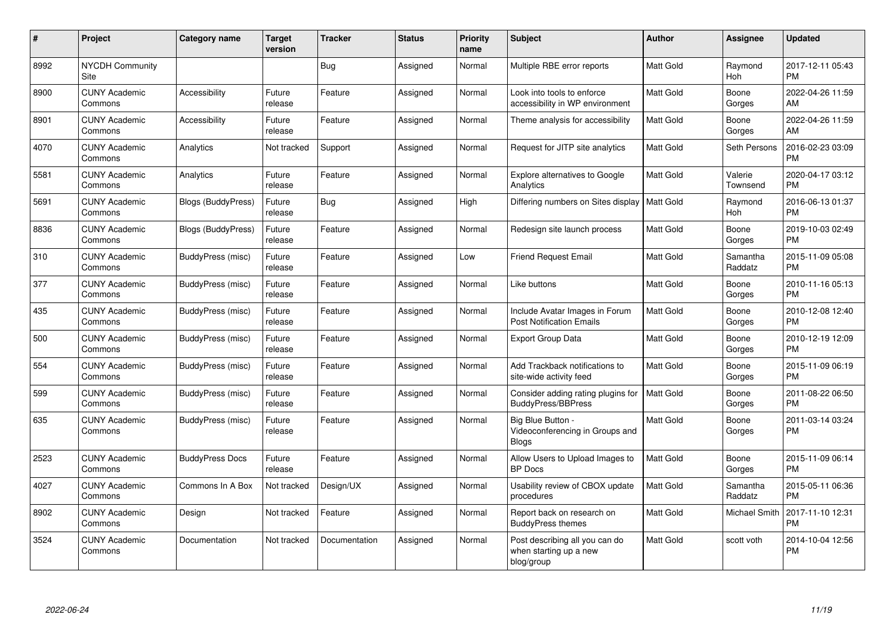| # | Project | Category name | Target version | Tracker | Status | Priority name | Subject | Author | Assignee | Updated |
|---|---|---|---|---|---|---|---|---|---|---|
| 8992 | NYCDH Community Site | | | Bug | Assigned | Normal | Multiple RBE error reports | Matt Gold | Raymond Hoh | 2017-12-11 05:43 PM |
| 8900 | CUNY Academic Commons | Accessibility | Future release | Feature | Assigned | Normal | Look into tools to enforce accessibility in WP environment | Matt Gold | Boone Gorges | 2022-04-26 11:59 AM |
| 8901 | CUNY Academic Commons | Accessibility | Future release | Feature | Assigned | Normal | Theme analysis for accessibility | Matt Gold | Boone Gorges | 2022-04-26 11:59 AM |
| 4070 | CUNY Academic Commons | Analytics | Not tracked | Support | Assigned | Normal | Request for JITP site analytics | Matt Gold | Seth Persons | 2016-02-23 03:09 PM |
| 5581 | CUNY Academic Commons | Analytics | Future release | Feature | Assigned | Normal | Explore alternatives to Google Analytics | Matt Gold | Valerie Townsend | 2020-04-17 03:12 PM |
| 5691 | CUNY Academic Commons | Blogs (BuddyPress) | Future release | Bug | Assigned | High | Differing numbers on Sites display | Matt Gold | Raymond Hoh | 2016-06-13 01:37 PM |
| 8836 | CUNY Academic Commons | Blogs (BuddyPress) | Future release | Feature | Assigned | Normal | Redesign site launch process | Matt Gold | Boone Gorges | 2019-10-03 02:49 PM |
| 310 | CUNY Academic Commons | BuddyPress (misc) | Future release | Feature | Assigned | Low | Friend Request Email | Matt Gold | Samantha Raddatz | 2015-11-09 05:08 PM |
| 377 | CUNY Academic Commons | BuddyPress (misc) | Future release | Feature | Assigned | Normal | Like buttons | Matt Gold | Boone Gorges | 2010-11-16 05:13 PM |
| 435 | CUNY Academic Commons | BuddyPress (misc) | Future release | Feature | Assigned | Normal | Include Avatar Images in Forum Post Notification Emails | Matt Gold | Boone Gorges | 2010-12-08 12:40 PM |
| 500 | CUNY Academic Commons | BuddyPress (misc) | Future release | Feature | Assigned | Normal | Export Group Data | Matt Gold | Boone Gorges | 2010-12-19 12:09 PM |
| 554 | CUNY Academic Commons | BuddyPress (misc) | Future release | Feature | Assigned | Normal | Add Trackback notifications to site-wide activity feed | Matt Gold | Boone Gorges | 2015-11-09 06:19 PM |
| 599 | CUNY Academic Commons | BuddyPress (misc) | Future release | Feature | Assigned | Normal | Consider adding rating plugins for BuddyPress/BBPress | Matt Gold | Boone Gorges | 2011-08-22 06:50 PM |
| 635 | CUNY Academic Commons | BuddyPress (misc) | Future release | Feature | Assigned | Normal | Big Blue Button - Videoconferencing in Groups and Blogs | Matt Gold | Boone Gorges | 2011-03-14 03:24 PM |
| 2523 | CUNY Academic Commons | BuddyPress Docs | Future release | Feature | Assigned | Normal | Allow Users to Upload Images to BP Docs | Matt Gold | Boone Gorges | 2015-11-09 06:14 PM |
| 4027 | CUNY Academic Commons | Commons In A Box | Not tracked | Design/UX | Assigned | Normal | Usability review of CBOX update procedures | Matt Gold | Samantha Raddatz | 2015-05-11 06:36 PM |
| 8902 | CUNY Academic Commons | Design | Not tracked | Feature | Assigned | Normal | Report back on research on BuddyPress themes | Matt Gold | Michael Smith | 2017-11-10 12:31 PM |
| 3524 | CUNY Academic Commons | Documentation | Not tracked | Documentation | Assigned | Normal | Post describing all you can do when starting up a new blog/group | Matt Gold | scott voth | 2014-10-04 12:56 PM |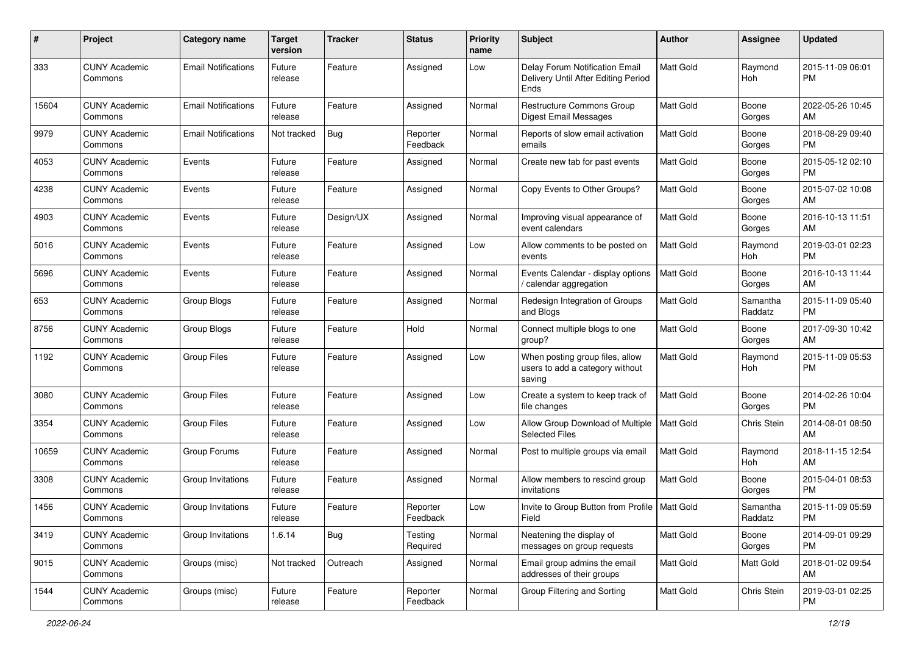| # | Project | Category name | Target version | Tracker | Status | Priority name | Subject | Author | Assignee | Updated |
|---|---|---|---|---|---|---|---|---|---|---|
| 333 | CUNY Academic Commons | Email Notifications | Future release | Feature | Assigned | Low | Delay Forum Notification Email Delivery Until After Editing Period Ends | Matt Gold | Raymond Hoh | 2015-11-09 06:01 PM |
| 15604 | CUNY Academic Commons | Email Notifications | Future release | Feature | Assigned | Normal | Restructure Commons Group Digest Email Messages | Matt Gold | Boone Gorges | 2022-05-26 10:45 AM |
| 9979 | CUNY Academic Commons | Email Notifications | Not tracked | Bug | Reporter Feedback | Normal | Reports of slow email activation emails | Matt Gold | Boone Gorges | 2018-08-29 09:40 PM |
| 4053 | CUNY Academic Commons | Events | Future release | Feature | Assigned | Normal | Create new tab for past events | Matt Gold | Boone Gorges | 2015-05-12 02:10 PM |
| 4238 | CUNY Academic Commons | Events | Future release | Feature | Assigned | Normal | Copy Events to Other Groups? | Matt Gold | Boone Gorges | 2015-07-02 10:08 AM |
| 4903 | CUNY Academic Commons | Events | Future release | Design/UX | Assigned | Normal | Improving visual appearance of event calendars | Matt Gold | Boone Gorges | 2016-10-13 11:51 AM |
| 5016 | CUNY Academic Commons | Events | Future release | Feature | Assigned | Low | Allow comments to be posted on events | Matt Gold | Raymond Hoh | 2019-03-01 02:23 PM |
| 5696 | CUNY Academic Commons | Events | Future release | Feature | Assigned | Normal | Events Calendar - display options / calendar aggregation | Matt Gold | Boone Gorges | 2016-10-13 11:44 AM |
| 653 | CUNY Academic Commons | Group Blogs | Future release | Feature | Assigned | Normal | Redesign Integration of Groups and Blogs | Matt Gold | Samantha Raddatz | 2015-11-09 05:40 PM |
| 8756 | CUNY Academic Commons | Group Blogs | Future release | Feature | Hold | Normal | Connect multiple blogs to one group? | Matt Gold | Boone Gorges | 2017-09-30 10:42 AM |
| 1192 | CUNY Academic Commons | Group Files | Future release | Feature | Assigned | Low | When posting group files, allow users to add a category without saving | Matt Gold | Raymond Hoh | 2015-11-09 05:53 PM |
| 3080 | CUNY Academic Commons | Group Files | Future release | Feature | Assigned | Low | Create a system to keep track of file changes | Matt Gold | Boone Gorges | 2014-02-26 10:04 PM |
| 3354 | CUNY Academic Commons | Group Files | Future release | Feature | Assigned | Low | Allow Group Download of Multiple Selected Files | Matt Gold | Chris Stein | 2014-08-01 08:50 AM |
| 10659 | CUNY Academic Commons | Group Forums | Future release | Feature | Assigned | Normal | Post to multiple groups via email | Matt Gold | Raymond Hoh | 2018-11-15 12:54 AM |
| 3308 | CUNY Academic Commons | Group Invitations | Future release | Feature | Assigned | Normal | Allow members to rescind group invitations | Matt Gold | Boone Gorges | 2015-04-01 08:53 PM |
| 1456 | CUNY Academic Commons | Group Invitations | Future release | Feature | Reporter Feedback | Low | Invite to Group Button from Profile Field | Matt Gold | Samantha Raddatz | 2015-11-09 05:59 PM |
| 3419 | CUNY Academic Commons | Group Invitations | 1.6.14 | Bug | Testing Required | Normal | Neatening the display of messages on group requests | Matt Gold | Boone Gorges | 2014-09-01 09:29 PM |
| 9015 | CUNY Academic Commons | Groups (misc) | Not tracked | Outreach | Assigned | Normal | Email group admins the email addresses of their groups | Matt Gold | Matt Gold | 2018-01-02 09:54 AM |
| 1544 | CUNY Academic Commons | Groups (misc) | Future release | Feature | Reporter Feedback | Normal | Group Filtering and Sorting | Matt Gold | Chris Stein | 2019-03-01 02:25 PM |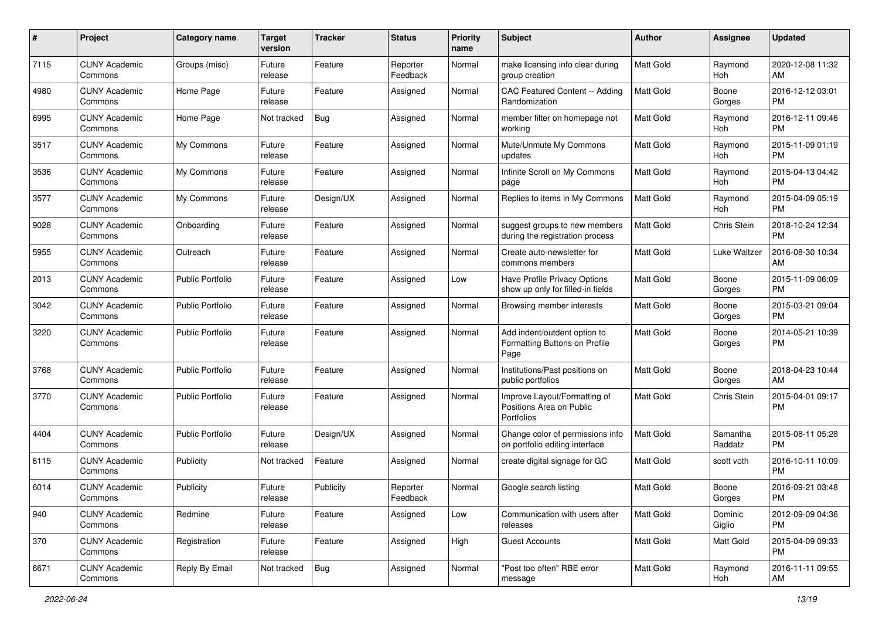| # | Project | Category name | Target version | Tracker | Status | Priority name | Subject | Author | Assignee | Updated |
|---|---|---|---|---|---|---|---|---|---|---|
| 7115 | CUNY Academic Commons | Groups (misc) | Future release | Feature | Reporter Feedback | Normal | make licensing info clear during group creation | Matt Gold | Raymond Hoh | 2020-12-08 11:32 AM |
| 4980 | CUNY Academic Commons | Home Page | Future release | Feature | Assigned | Normal | CAC Featured Content -- Adding Randomization | Matt Gold | Boone Gorges | 2016-12-12 03:01 PM |
| 6995 | CUNY Academic Commons | Home Page | Not tracked | Bug | Assigned | Normal | member filter on homepage not working | Matt Gold | Raymond Hoh | 2016-12-11 09:46 PM |
| 3517 | CUNY Academic Commons | My Commons | Future release | Feature | Assigned | Normal | Mute/Unmute My Commons updates | Matt Gold | Raymond Hoh | 2015-11-09 01:19 PM |
| 3536 | CUNY Academic Commons | My Commons | Future release | Feature | Assigned | Normal | Infinite Scroll on My Commons page | Matt Gold | Raymond Hoh | 2015-04-13 04:42 PM |
| 3577 | CUNY Academic Commons | My Commons | Future release | Design/UX | Assigned | Normal | Replies to items in My Commons | Matt Gold | Raymond Hoh | 2015-04-09 05:19 PM |
| 9028 | CUNY Academic Commons | Onboarding | Future release | Feature | Assigned | Normal | suggest groups to new members during the registration process | Matt Gold | Chris Stein | 2018-10-24 12:34 PM |
| 5955 | CUNY Academic Commons | Outreach | Future release | Feature | Assigned | Normal | Create auto-newsletter for commons members | Matt Gold | Luke Waltzer | 2016-08-30 10:34 AM |
| 2013 | CUNY Academic Commons | Public Portfolio | Future release | Feature | Assigned | Low | Have Profile Privacy Options show up only for filled-in fields | Matt Gold | Boone Gorges | 2015-11-09 06:09 PM |
| 3042 | CUNY Academic Commons | Public Portfolio | Future release | Feature | Assigned | Normal | Browsing member interests | Matt Gold | Boone Gorges | 2015-03-21 09:04 PM |
| 3220 | CUNY Academic Commons | Public Portfolio | Future release | Feature | Assigned | Normal | Add indent/outdent option to Formatting Buttons on Profile Page | Matt Gold | Boone Gorges | 2014-05-21 10:39 PM |
| 3768 | CUNY Academic Commons | Public Portfolio | Future release | Feature | Assigned | Normal | Institutions/Past positions on public portfolios | Matt Gold | Boone Gorges | 2018-04-23 10:44 AM |
| 3770 | CUNY Academic Commons | Public Portfolio | Future release | Feature | Assigned | Normal | Improve Layout/Formatting of Positions Area on Public Portfolios | Matt Gold | Chris Stein | 2015-04-01 09:17 PM |
| 4404 | CUNY Academic Commons | Public Portfolio | Future release | Design/UX | Assigned | Normal | Change color of permissions info on portfolio editing interface | Matt Gold | Samantha Raddatz | 2015-08-11 05:28 PM |
| 6115 | CUNY Academic Commons | Publicity | Not tracked | Feature | Assigned | Normal | create digital signage for GC | Matt Gold | scott voth | 2016-10-11 10:09 PM |
| 6014 | CUNY Academic Commons | Publicity | Future release | Publicity | Reporter Feedback | Normal | Google search listing | Matt Gold | Boone Gorges | 2016-09-21 03:48 PM |
| 940 | CUNY Academic Commons | Redmine | Future release | Feature | Assigned | Low | Communication with users after releases | Matt Gold | Dominic Giglio | 2012-09-09 04:36 PM |
| 370 | CUNY Academic Commons | Registration | Future release | Feature | Assigned | High | Guest Accounts | Matt Gold | Matt Gold | 2015-04-09 09:33 PM |
| 6671 | CUNY Academic Commons | Reply By Email | Not tracked | Bug | Assigned | Normal | "Post too often" RBE error message | Matt Gold | Raymond Hoh | 2016-11-11 09:55 AM |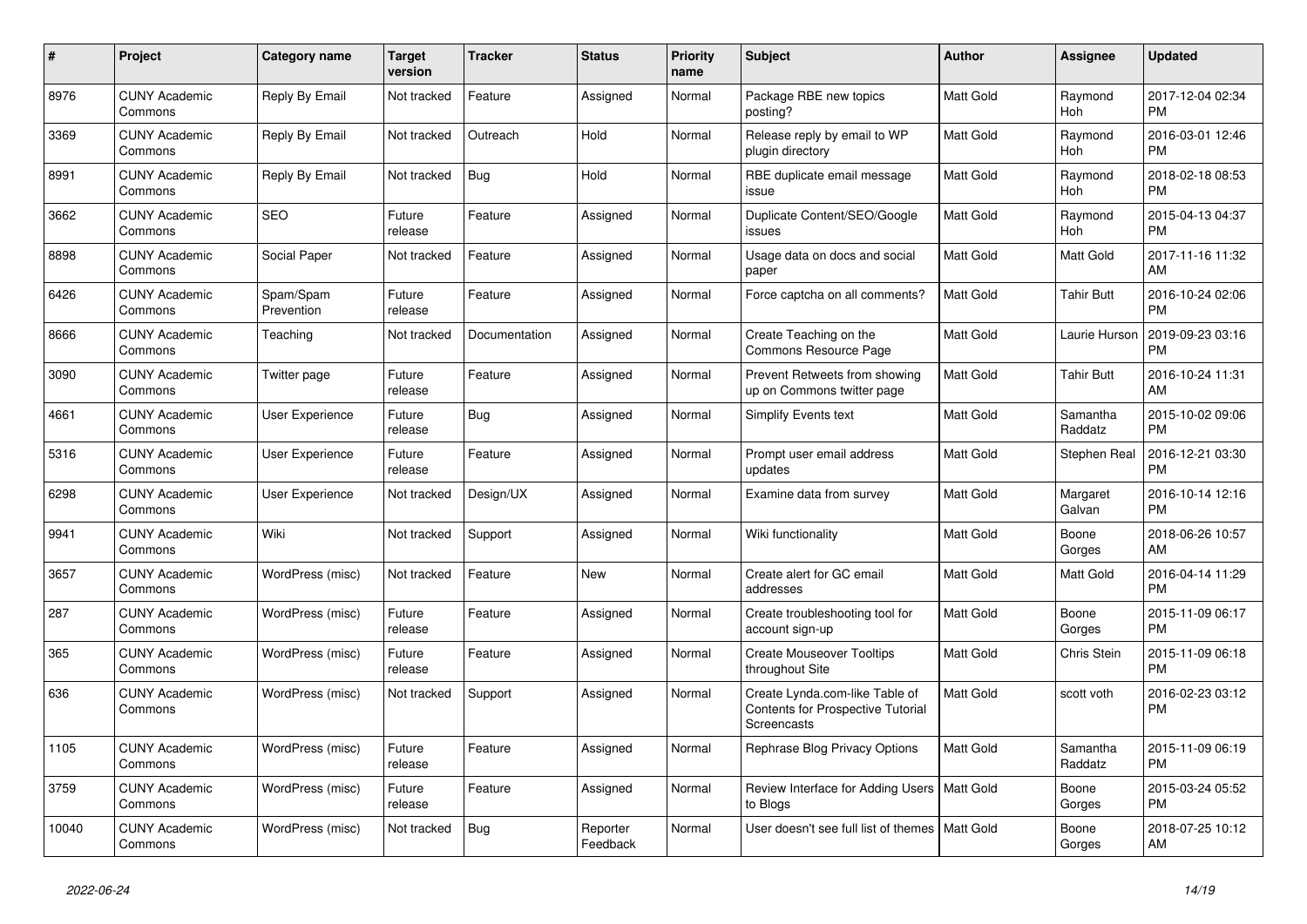| # | Project | Category name | Target version | Tracker | Status | Priority name | Subject | Author | Assignee | Updated |
|---|---|---|---|---|---|---|---|---|---|---|
| 8976 | CUNY Academic Commons | Reply By Email | Not tracked | Feature | Assigned | Normal | Package RBE new topics posting? | Matt Gold | Raymond Hoh | 2017-12-04 02:34 PM |
| 3369 | CUNY Academic Commons | Reply By Email | Not tracked | Outreach | Hold | Normal | Release reply by email to WP plugin directory | Matt Gold | Raymond Hoh | 2016-03-01 12:46 PM |
| 8991 | CUNY Academic Commons | Reply By Email | Not tracked | Bug | Hold | Normal | RBE duplicate email message issue | Matt Gold | Raymond Hoh | 2018-02-18 08:53 PM |
| 3662 | CUNY Academic Commons | SEO | Future release | Feature | Assigned | Normal | Duplicate Content/SEO/Google issues | Matt Gold | Raymond Hoh | 2015-04-13 04:37 PM |
| 8898 | CUNY Academic Commons | Social Paper | Not tracked | Feature | Assigned | Normal | Usage data on docs and social paper | Matt Gold | Matt Gold | 2017-11-16 11:32 AM |
| 6426 | CUNY Academic Commons | Spam/Spam Prevention | Future release | Feature | Assigned | Normal | Force captcha on all comments? | Matt Gold | Tahir Butt | 2016-10-24 02:06 PM |
| 8666 | CUNY Academic Commons | Teaching | Not tracked | Documentation | Assigned | Normal | Create Teaching on the Commons Resource Page | Matt Gold | Laurie Hurson | 2019-09-23 03:16 PM |
| 3090 | CUNY Academic Commons | Twitter page | Future release | Feature | Assigned | Normal | Prevent Retweets from showing up on Commons twitter page | Matt Gold | Tahir Butt | 2016-10-24 11:31 AM |
| 4661 | CUNY Academic Commons | User Experience | Future release | Bug | Assigned | Normal | Simplify Events text | Matt Gold | Samantha Raddatz | 2015-10-02 09:06 PM |
| 5316 | CUNY Academic Commons | User Experience | Future release | Feature | Assigned | Normal | Prompt user email address updates | Matt Gold | Stephen Real | 2016-12-21 03:30 PM |
| 6298 | CUNY Academic Commons | User Experience | Not tracked | Design/UX | Assigned | Normal | Examine data from survey | Matt Gold | Margaret Galvan | 2016-10-14 12:16 PM |
| 9941 | CUNY Academic Commons | Wiki | Not tracked | Support | Assigned | Normal | Wiki functionality | Matt Gold | Boone Gorges | 2018-06-26 10:57 AM |
| 3657 | CUNY Academic Commons | WordPress (misc) | Not tracked | Feature | New | Normal | Create alert for GC email addresses | Matt Gold | Matt Gold | 2016-04-14 11:29 PM |
| 287 | CUNY Academic Commons | WordPress (misc) | Future release | Feature | Assigned | Normal | Create troubleshooting tool for account sign-up | Matt Gold | Boone Gorges | 2015-11-09 06:17 PM |
| 365 | CUNY Academic Commons | WordPress (misc) | Future release | Feature | Assigned | Normal | Create Mouseover Tooltips throughout Site | Matt Gold | Chris Stein | 2015-11-09 06:18 PM |
| 636 | CUNY Academic Commons | WordPress (misc) | Not tracked | Support | Assigned | Normal | Create Lynda.com-like Table of Contents for Prospective Tutorial Screencasts | Matt Gold | scott voth | 2016-02-23 03:12 PM |
| 1105 | CUNY Academic Commons | WordPress (misc) | Future release | Feature | Assigned | Normal | Rephrase Blog Privacy Options | Matt Gold | Samantha Raddatz | 2015-11-09 06:19 PM |
| 3759 | CUNY Academic Commons | WordPress (misc) | Future release | Feature | Assigned | Normal | Review Interface for Adding Users to Blogs | Matt Gold | Boone Gorges | 2015-03-24 05:52 PM |
| 10040 | CUNY Academic Commons | WordPress (misc) | Not tracked | Bug | Reporter Feedback | Normal | User doesn't see full list of themes | Matt Gold | Boone Gorges | 2018-07-25 10:12 AM |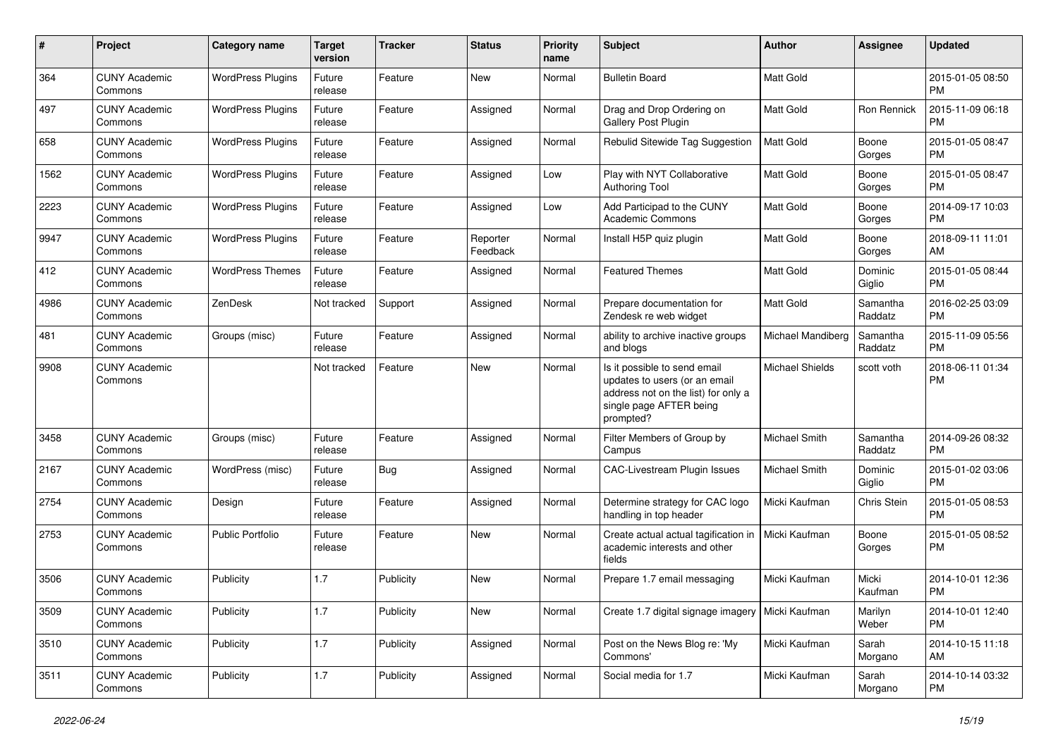| # | Project | Category name | Target version | Tracker | Status | Priority name | Subject | Author | Assignee | Updated |
|---|---|---|---|---|---|---|---|---|---|---|
| 364 | CUNY Academic Commons | WordPress Plugins | Future release | Feature | New | Normal | Bulletin Board | Matt Gold | | 2015-01-05 08:50 PM |
| 497 | CUNY Academic Commons | WordPress Plugins | Future release | Feature | Assigned | Normal | Drag and Drop Ordering on Gallery Post Plugin | Matt Gold | Ron Rennick | 2015-11-09 06:18 PM |
| 658 | CUNY Academic Commons | WordPress Plugins | Future release | Feature | Assigned | Normal | Rebulid Sitewide Tag Suggestion | Matt Gold | Boone Gorges | 2015-01-05 08:47 PM |
| 1562 | CUNY Academic Commons | WordPress Plugins | Future release | Feature | Assigned | Low | Play with NYT Collaborative Authoring Tool | Matt Gold | Boone Gorges | 2015-01-05 08:47 PM |
| 2223 | CUNY Academic Commons | WordPress Plugins | Future release | Feature | Assigned | Low | Add Participad to the CUNY Academic Commons | Matt Gold | Boone Gorges | 2014-09-17 10:03 PM |
| 9947 | CUNY Academic Commons | WordPress Plugins | Future release | Feature | Reporter Feedback | Normal | Install H5P quiz plugin | Matt Gold | Boone Gorges | 2018-09-11 11:01 AM |
| 412 | CUNY Academic Commons | WordPress Themes | Future release | Feature | Assigned | Normal | Featured Themes | Matt Gold | Dominic Giglio | 2015-01-05 08:44 PM |
| 4986 | CUNY Academic Commons | ZenDesk | Not tracked | Support | Assigned | Normal | Prepare documentation for Zendesk re web widget | Matt Gold | Samantha Raddatz | 2016-02-25 03:09 PM |
| 481 | CUNY Academic Commons | Groups (misc) | Future release | Feature | Assigned | Normal | ability to archive inactive groups and blogs | Michael Mandiberg | Samantha Raddatz | 2015-11-09 05:56 PM |
| 9908 | CUNY Academic Commons | | Not tracked | Feature | New | Normal | Is it possible to send email updates to users (or an email address not on the list) for only a single page AFTER being prompted? | Michael Shields | scott voth | 2018-06-11 01:34 PM |
| 3458 | CUNY Academic Commons | Groups (misc) | Future release | Feature | Assigned | Normal | Filter Members of Group by Campus | Michael Smith | Samantha Raddatz | 2014-09-26 08:32 PM |
| 2167 | CUNY Academic Commons | WordPress (misc) | Future release | Bug | Assigned | Normal | CAC-Livestream Plugin Issues | Michael Smith | Dominic Giglio | 2015-01-02 03:06 PM |
| 2754 | CUNY Academic Commons | Design | Future release | Feature | Assigned | Normal | Determine strategy for CAC logo handling in top header | Micki Kaufman | Chris Stein | 2015-01-05 08:53 PM |
| 2753 | CUNY Academic Commons | Public Portfolio | Future release | Feature | New | Normal | Create actual actual tagification in academic interests and other fields | Micki Kaufman | Boone Gorges | 2015-01-05 08:52 PM |
| 3506 | CUNY Academic Commons | Publicity | 1.7 | Publicity | New | Normal | Prepare 1.7 email messaging | Micki Kaufman | Micki Kaufman | 2014-10-01 12:36 PM |
| 3509 | CUNY Academic Commons | Publicity | 1.7 | Publicity | New | Normal | Create 1.7 digital signage imagery | Micki Kaufman | Marilyn Weber | 2014-10-01 12:40 PM |
| 3510 | CUNY Academic Commons | Publicity | 1.7 | Publicity | Assigned | Normal | Post on the News Blog re: 'My Commons' | Micki Kaufman | Sarah Morgano | 2014-10-15 11:18 AM |
| 3511 | CUNY Academic Commons | Publicity | 1.7 | Publicity | Assigned | Normal | Social media for 1.7 | Micki Kaufman | Sarah Morgano | 2014-10-14 03:32 PM |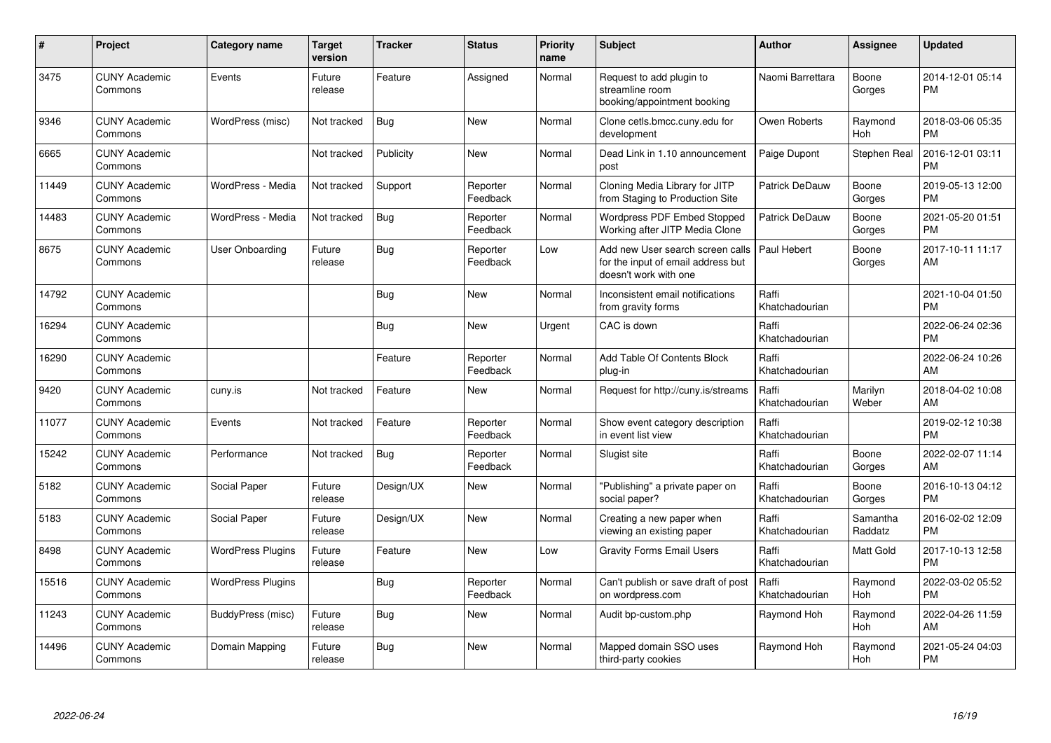| # | Project | Category name | Target version | Tracker | Status | Priority name | Subject | Author | Assignee | Updated |
|---|---|---|---|---|---|---|---|---|---|---|
| 3475 | CUNY Academic Commons | Events | Future release | Feature | Assigned | Normal | Request to add plugin to streamline room booking/appointment booking | Naomi Barrettara | Boone Gorges | 2014-12-01 05:14 PM |
| 9346 | CUNY Academic Commons | WordPress (misc) | Not tracked | Bug | New | Normal | Clone cetls.bmcc.cuny.edu for development | Owen Roberts | Raymond Hoh | 2018-03-06 05:35 PM |
| 6665 | CUNY Academic Commons | | Not tracked | Publicity | New | Normal | Dead Link in 1.10 announcement post | Paige Dupont | Stephen Real | 2016-12-01 03:11 PM |
| 11449 | CUNY Academic Commons | WordPress - Media | Not tracked | Support | Reporter Feedback | Normal | Cloning Media Library for JITP from Staging to Production Site | Patrick DeDauw | Boone Gorges | 2019-05-13 12:00 PM |
| 14483 | CUNY Academic Commons | WordPress - Media | Not tracked | Bug | Reporter Feedback | Normal | Wordpress PDF Embed Stopped Working after JITP Media Clone | Patrick DeDauw | Boone Gorges | 2021-05-20 01:51 PM |
| 8675 | CUNY Academic Commons | User Onboarding | Future release | Bug | Reporter Feedback | Low | Add new User search screen calls for the input of email address but doesn't work with one | Paul Hebert | Boone Gorges | 2017-10-11 11:17 AM |
| 14792 | CUNY Academic Commons | | | Bug | New | Normal | Inconsistent email notifications from gravity forms | Raffi Khatchadourian | | 2021-10-04 01:50 PM |
| 16294 | CUNY Academic Commons | | | Bug | New | Urgent | CAC is down | Raffi Khatchadourian | | 2022-06-24 02:36 PM |
| 16290 | CUNY Academic Commons | | | Feature | Reporter Feedback | Normal | Add Table Of Contents Block plug-in | Raffi Khatchadourian | | 2022-06-24 10:26 AM |
| 9420 | CUNY Academic Commons | cuny.is | Not tracked | Feature | New | Normal | Request for http://cuny.is/streams | Raffi Khatchadourian | Marilyn Weber | 2018-04-02 10:08 AM |
| 11077 | CUNY Academic Commons | Events | Not tracked | Feature | Reporter Feedback | Normal | Show event category description in event list view | Raffi Khatchadourian | | 2019-02-12 10:38 PM |
| 15242 | CUNY Academic Commons | Performance | Not tracked | Bug | Reporter Feedback | Normal | Slugist site | Raffi Khatchadourian | Boone Gorges | 2022-02-07 11:14 AM |
| 5182 | CUNY Academic Commons | Social Paper | Future release | Design/UX | New | Normal | "Publishing" a private paper on social paper? | Raffi Khatchadourian | Boone Gorges | 2016-10-13 04:12 PM |
| 5183 | CUNY Academic Commons | Social Paper | Future release | Design/UX | New | Normal | Creating a new paper when viewing an existing paper | Raffi Khatchadourian | Samantha Raddatz | 2016-02-02 12:09 PM |
| 8498 | CUNY Academic Commons | WordPress Plugins | Future release | Feature | New | Low | Gravity Forms Email Users | Raffi Khatchadourian | Matt Gold | 2017-10-13 12:58 PM |
| 15516 | CUNY Academic Commons | WordPress Plugins | | Bug | Reporter Feedback | Normal | Can't publish or save draft of post on wordpress.com | Raffi Khatchadourian | Raymond Hoh | 2022-03-02 05:52 PM |
| 11243 | CUNY Academic Commons | BuddyPress (misc) | Future release | Bug | New | Normal | Audit bp-custom.php | Raymond Hoh | Raymond Hoh | 2022-04-26 11:59 AM |
| 14496 | CUNY Academic Commons | Domain Mapping | Future release | Bug | New | Normal | Mapped domain SSO uses third-party cookies | Raymond Hoh | Raymond Hoh | 2021-05-24 04:03 PM |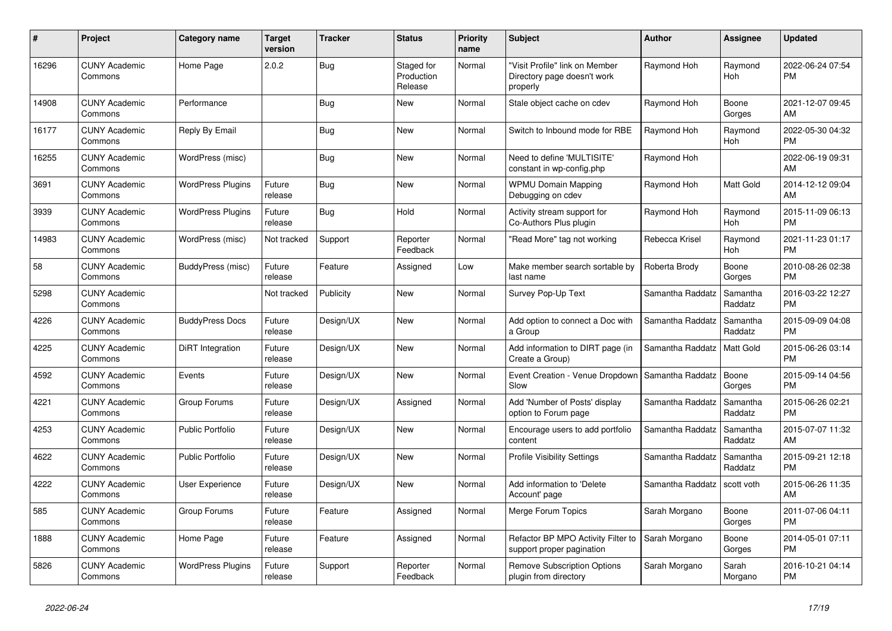| # | Project | Category name | Target version | Tracker | Status | Priority name | Subject | Author | Assignee | Updated |
|---|---|---|---|---|---|---|---|---|---|---|
| 16296 | CUNY Academic Commons | Home Page | 2.0.2 | Bug | Staged for Production Release | Normal | "Visit Profile" link on Member Directory page doesn't work properly | Raymond Hoh | Raymond Hoh | 2022-06-24 07:54 PM |
| 14908 | CUNY Academic Commons | Performance |  | Bug | New | Normal | Stale object cache on cdev | Raymond Hoh | Boone Gorges | 2021-12-07 09:45 AM |
| 16177 | CUNY Academic Commons | Reply By Email |  | Bug | New | Normal | Switch to Inbound mode for RBE | Raymond Hoh | Raymond Hoh | 2022-05-30 04:32 PM |
| 16255 | CUNY Academic Commons | WordPress (misc) |  | Bug | New | Normal | Need to define 'MULTISITE' constant in wp-config.php | Raymond Hoh |  | 2022-06-19 09:31 AM |
| 3691 | CUNY Academic Commons | WordPress Plugins | Future release | Bug | New | Normal | WPMU Domain Mapping Debugging on cdev | Raymond Hoh | Matt Gold | 2014-12-12 09:04 AM |
| 3939 | CUNY Academic Commons | WordPress Plugins | Future release | Bug | Hold | Normal | Activity stream support for Co-Authors Plus plugin | Raymond Hoh | Raymond Hoh | 2015-11-09 06:13 PM |
| 14983 | CUNY Academic Commons | WordPress (misc) | Not tracked | Support | Reporter Feedback | Normal | "Read More" tag not working | Rebecca Krisel | Raymond Hoh | 2021-11-23 01:17 PM |
| 58 | CUNY Academic Commons | BuddyPress (misc) | Future release | Feature | Assigned | Low | Make member search sortable by last name | Roberta Brody | Boone Gorges | 2010-08-26 02:38 PM |
| 5298 | CUNY Academic Commons |  | Not tracked | Publicity | New | Normal | Survey Pop-Up Text | Samantha Raddatz | Samantha Raddatz | 2016-03-22 12:27 PM |
| 4226 | CUNY Academic Commons | BuddyPress Docs | Future release | Design/UX | New | Normal | Add option to connect a Doc with a Group | Samantha Raddatz | Samantha Raddatz | 2015-09-09 04:08 PM |
| 4225 | CUNY Academic Commons | DiRT Integration | Future release | Design/UX | New | Normal | Add information to DIRT page (in Create a Group) | Samantha Raddatz | Matt Gold | 2015-06-26 03:14 PM |
| 4592 | CUNY Academic Commons | Events | Future release | Design/UX | New | Normal | Event Creation - Venue Dropdown Slow | Samantha Raddatz | Boone Gorges | 2015-09-14 04:56 PM |
| 4221 | CUNY Academic Commons | Group Forums | Future release | Design/UX | Assigned | Normal | Add 'Number of Posts' display option to Forum page | Samantha Raddatz | Samantha Raddatz | 2015-06-26 02:21 PM |
| 4253 | CUNY Academic Commons | Public Portfolio | Future release | Design/UX | New | Normal | Encourage users to add portfolio content | Samantha Raddatz | Samantha Raddatz | 2015-07-07 11:32 AM |
| 4622 | CUNY Academic Commons | Public Portfolio | Future release | Design/UX | New | Normal | Profile Visibility Settings | Samantha Raddatz | Samantha Raddatz | 2015-09-21 12:18 PM |
| 4222 | CUNY Academic Commons | User Experience | Future release | Design/UX | New | Normal | Add information to 'Delete Account' page | Samantha Raddatz | scott voth | 2015-06-26 11:35 AM |
| 585 | CUNY Academic Commons | Group Forums | Future release | Feature | Assigned | Normal | Merge Forum Topics | Sarah Morgano | Boone Gorges | 2011-07-06 04:11 PM |
| 1888 | CUNY Academic Commons | Home Page | Future release | Feature | Assigned | Normal | Refactor BP MPO Activity Filter to support proper pagination | Sarah Morgano | Boone Gorges | 2014-05-01 07:11 PM |
| 5826 | CUNY Academic Commons | WordPress Plugins | Future release | Support | Reporter Feedback | Normal | Remove Subscription Options plugin from directory | Sarah Morgano | Sarah Morgano | 2016-10-21 04:14 PM |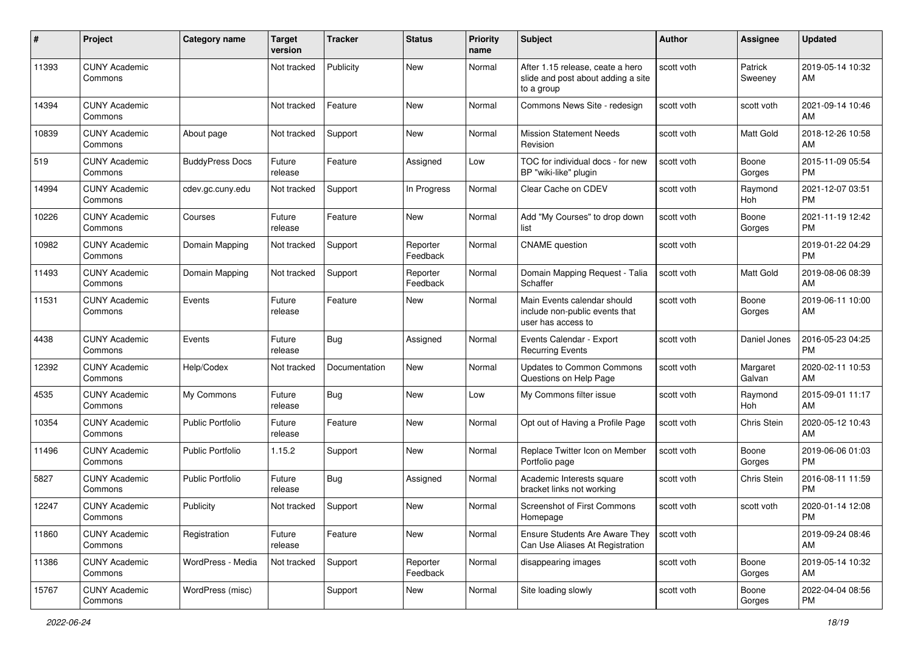| # | Project | Category name | Target version | Tracker | Status | Priority name | Subject | Author | Assignee | Updated |
|---|---|---|---|---|---|---|---|---|---|---|
| 11393 | CUNY Academic Commons | | Not tracked | Publicity | New | Normal | After 1.15 release, ceate a hero slide and post about adding a site to a group | scott voth | Patrick Sweeney | 2019-05-14 10:32 AM |
| 14394 | CUNY Academic Commons | | Not tracked | Feature | New | Normal | Commons News Site - redesign | scott voth | scott voth | 2021-09-14 10:46 AM |
| 10839 | CUNY Academic Commons | About page | Not tracked | Support | New | Normal | Mission Statement Needs Revision | scott voth | Matt Gold | 2018-12-26 10:58 AM |
| 519 | CUNY Academic Commons | BuddyPress Docs | Future release | Feature | Assigned | Low | TOC for individual docs - for new BP "wiki-like" plugin | scott voth | Boone Gorges | 2015-11-09 05:54 PM |
| 14994 | CUNY Academic Commons | cdev.gc.cuny.edu | Not tracked | Support | In Progress | Normal | Clear Cache on CDEV | scott voth | Raymond Hoh | 2021-12-07 03:51 PM |
| 10226 | CUNY Academic Commons | Courses | Future release | Feature | New | Normal | Add "My Courses" to drop down list | scott voth | Boone Gorges | 2021-11-19 12:42 PM |
| 10982 | CUNY Academic Commons | Domain Mapping | Not tracked | Support | Reporter Feedback | Normal | CNAME question | scott voth | | 2019-01-22 04:29 PM |
| 11493 | CUNY Academic Commons | Domain Mapping | Not tracked | Support | Reporter Feedback | Normal | Domain Mapping Request - Talia Schaffer | scott voth | Matt Gold | 2019-08-06 08:39 AM |
| 11531 | CUNY Academic Commons | Events | Future release | Feature | New | Normal | Main Events calendar should include non-public events that user has access to | scott voth | Boone Gorges | 2019-06-11 10:00 AM |
| 4438 | CUNY Academic Commons | Events | Future release | Bug | Assigned | Normal | Events Calendar - Export Recurring Events | scott voth | Daniel Jones | 2016-05-23 04:25 PM |
| 12392 | CUNY Academic Commons | Help/Codex | Not tracked | Documentation | New | Normal | Updates to Common Commons Questions on Help Page | scott voth | Margaret Galvan | 2020-02-11 10:53 AM |
| 4535 | CUNY Academic Commons | My Commons | Future release | Bug | New | Low | My Commons filter issue | scott voth | Raymond Hoh | 2015-09-01 11:17 AM |
| 10354 | CUNY Academic Commons | Public Portfolio | Future release | Feature | New | Normal | Opt out of Having a Profile Page | scott voth | Chris Stein | 2020-05-12 10:43 AM |
| 11496 | CUNY Academic Commons | Public Portfolio | 1.15.2 | Support | New | Normal | Replace Twitter Icon on Member Portfolio page | scott voth | Boone Gorges | 2019-06-06 01:03 PM |
| 5827 | CUNY Academic Commons | Public Portfolio | Future release | Bug | Assigned | Normal | Academic Interests square bracket links not working | scott voth | Chris Stein | 2016-08-11 11:59 PM |
| 12247 | CUNY Academic Commons | Publicity | Not tracked | Support | New | Normal | Screenshot of First Commons Homepage | scott voth | scott voth | 2020-01-14 12:08 PM |
| 11860 | CUNY Academic Commons | Registration | Future release | Feature | New | Normal | Ensure Students Are Aware They Can Use Aliases At Registration | scott voth | | 2019-09-24 08:46 AM |
| 11386 | CUNY Academic Commons | WordPress - Media | Not tracked | Support | Reporter Feedback | Normal | disappearing images | scott voth | Boone Gorges | 2019-05-14 10:32 AM |
| 15767 | CUNY Academic Commons | WordPress (misc) | | Support | New | Normal | Site loading slowly | scott voth | Boone Gorges | 2022-04-04 08:56 PM |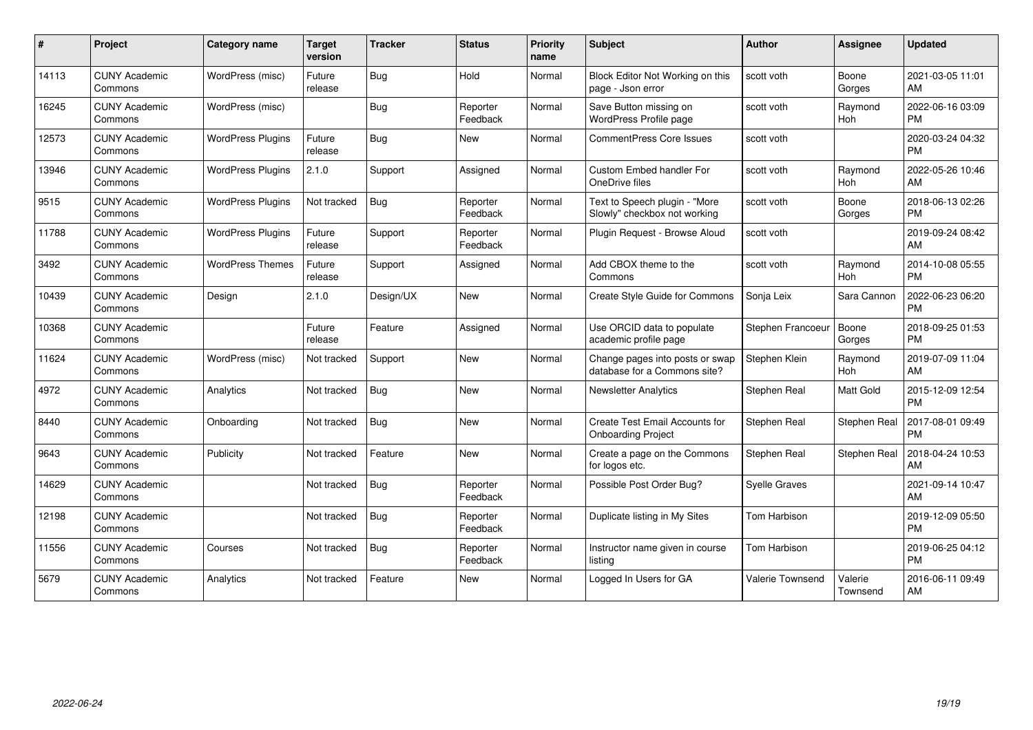| # | Project | Category name | Target version | Tracker | Status | Priority name | Subject | Author | Assignee | Updated |
|---|---|---|---|---|---|---|---|---|---|---|
| 14113 | CUNY Academic Commons | WordPress (misc) | Future release | Bug | Hold | Normal | Block Editor Not Working on this page - Json error | scott voth | Boone Gorges | 2021-03-05 11:01 AM |
| 16245 | CUNY Academic Commons | WordPress (misc) | | Bug | Reporter Feedback | Normal | Save Button missing on WordPress Profile page | scott voth | Raymond Hoh | 2022-06-16 03:09 PM |
| 12573 | CUNY Academic Commons | WordPress Plugins | Future release | Bug | New | Normal | CommentPress Core Issues | scott voth | | 2020-03-24 04:32 PM |
| 13946 | CUNY Academic Commons | WordPress Plugins | 2.1.0 | Support | Assigned | Normal | Custom Embed handler For OneDrive files | scott voth | Raymond Hoh | 2022-05-26 10:46 AM |
| 9515 | CUNY Academic Commons | WordPress Plugins | Not tracked | Bug | Reporter Feedback | Normal | Text to Speech plugin - "More Slowly" checkbox not working | scott voth | Boone Gorges | 2018-06-13 02:26 PM |
| 11788 | CUNY Academic Commons | WordPress Plugins | Future release | Support | Reporter Feedback | Normal | Plugin Request - Browse Aloud | scott voth | | 2019-09-24 08:42 AM |
| 3492 | CUNY Academic Commons | WordPress Themes | Future release | Support | Assigned | Normal | Add CBOX theme to the Commons | scott voth | Raymond Hoh | 2014-10-08 05:55 PM |
| 10439 | CUNY Academic Commons | Design | 2.1.0 | Design/UX | New | Normal | Create Style Guide for Commons | Sonja Leix | Sara Cannon | 2022-06-23 06:20 PM |
| 10368 | CUNY Academic Commons | | Future release | Feature | Assigned | Normal | Use ORCID data to populate academic profile page | Stephen Francoeur | Boone Gorges | 2018-09-25 01:53 PM |
| 11624 | CUNY Academic Commons | WordPress (misc) | Not tracked | Support | New | Normal | Change pages into posts or swap database for a Commons site? | Stephen Klein | Raymond Hoh | 2019-07-09 11:04 AM |
| 4972 | CUNY Academic Commons | Analytics | Not tracked | Bug | New | Normal | Newsletter Analytics | Stephen Real | Matt Gold | 2015-12-09 12:54 PM |
| 8440 | CUNY Academic Commons | Onboarding | Not tracked | Bug | New | Normal | Create Test Email Accounts for Onboarding Project | Stephen Real | Stephen Real | 2017-08-01 09:49 PM |
| 9643 | CUNY Academic Commons | Publicity | Not tracked | Feature | New | Normal | Create a page on the Commons for logos etc. | Stephen Real | Stephen Real | 2018-04-24 10:53 AM |
| 14629 | CUNY Academic Commons | | Not tracked | Bug | Reporter Feedback | Normal | Possible Post Order Bug? | Syelle Graves | | 2021-09-14 10:47 AM |
| 12198 | CUNY Academic Commons | | Not tracked | Bug | Reporter Feedback | Normal | Duplicate listing in My Sites | Tom Harbison | | 2019-12-09 05:50 PM |
| 11556 | CUNY Academic Commons | Courses | Not tracked | Bug | Reporter Feedback | Normal | Instructor name given in course listing | Tom Harbison | | 2019-06-25 04:12 PM |
| 5679 | CUNY Academic Commons | Analytics | Not tracked | Feature | New | Normal | Logged In Users for GA | Valerie Townsend | Valerie Townsend | 2016-06-11 09:49 AM |